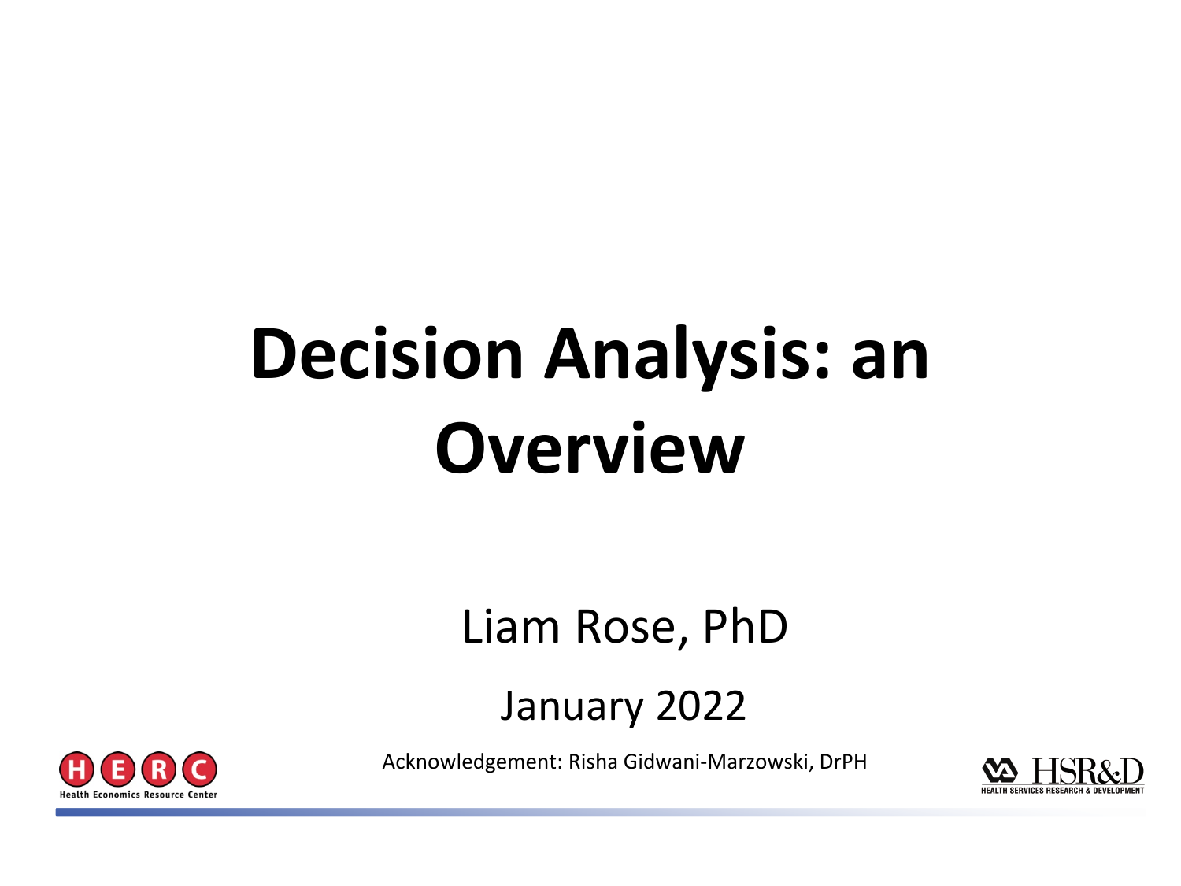# Decision Analysis: an Overview

Liam Rose, PhD

January 2022

Acknowledgement: Risha Gidwani-Marzowski, DrPH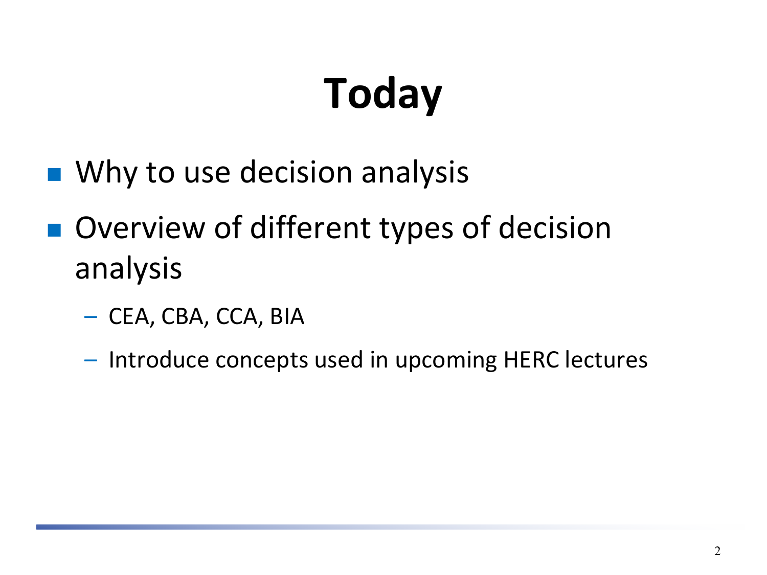# Today

- Why to use decision analysis
- Overview of different types of decision analysis
  - CEA, CBA, CCA, BIA
  - Introduce concepts used in upcoming HERC lectures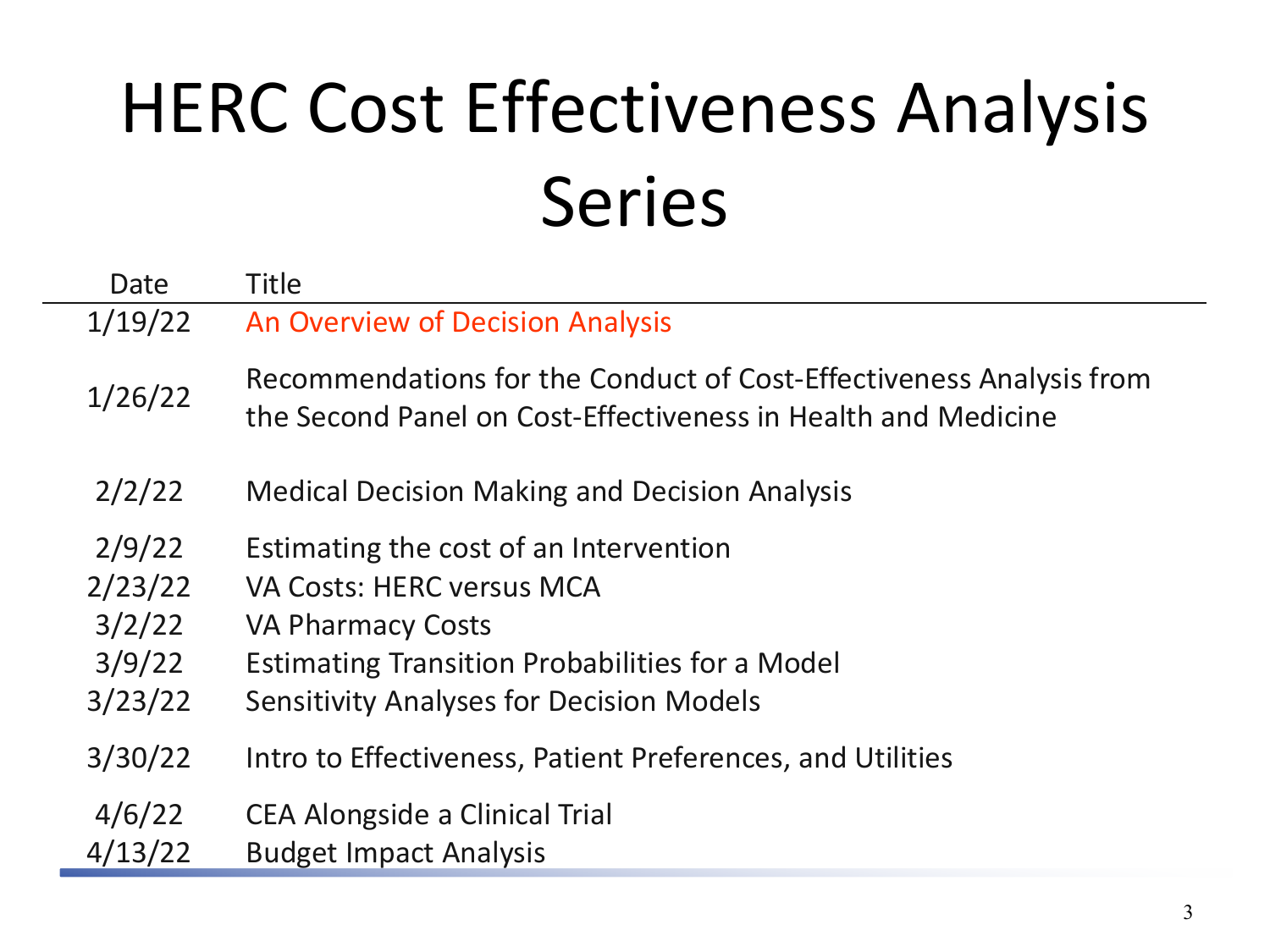# HERC Cost Effectiveness Analysis Series

| Date | Title |
| --- | --- |
| 1/19/22 | An Overview of Decision Analysis |
| 1/26/22 | Recommendations for the Conduct of Cost-Effectiveness Analysis from the Second Panel on Cost-Effectiveness in Health and Medicine |
| 2/2/22 | Medical Decision Making and Decision Analysis |
| 2/9/22 | Estimating the cost of an Intervention |
| 2/23/22 | VA Costs: HERC versus MCA |
| 3/2/22 | VA Pharmacy Costs |
| 3/9/22 | Estimating Transition Probabilities for a Model |
| 3/23/22 | Sensitivity Analyses for Decision Models |
| 3/30/22 | Intro to Effectiveness, Patient Preferences, and Utilities |
| 4/6/22 | CEA Alongside a Clinical Trial |
| 4/13/22 | Budget Impact Analysis |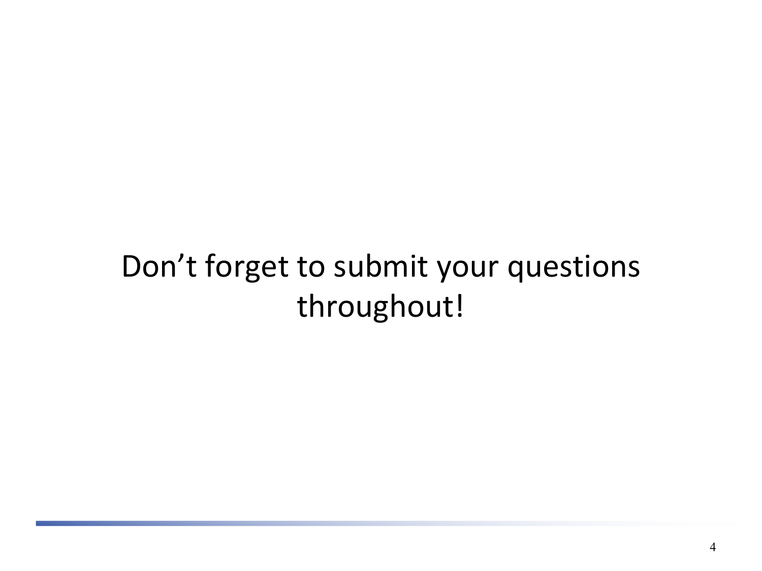Don’t forget to submit your questions throughout!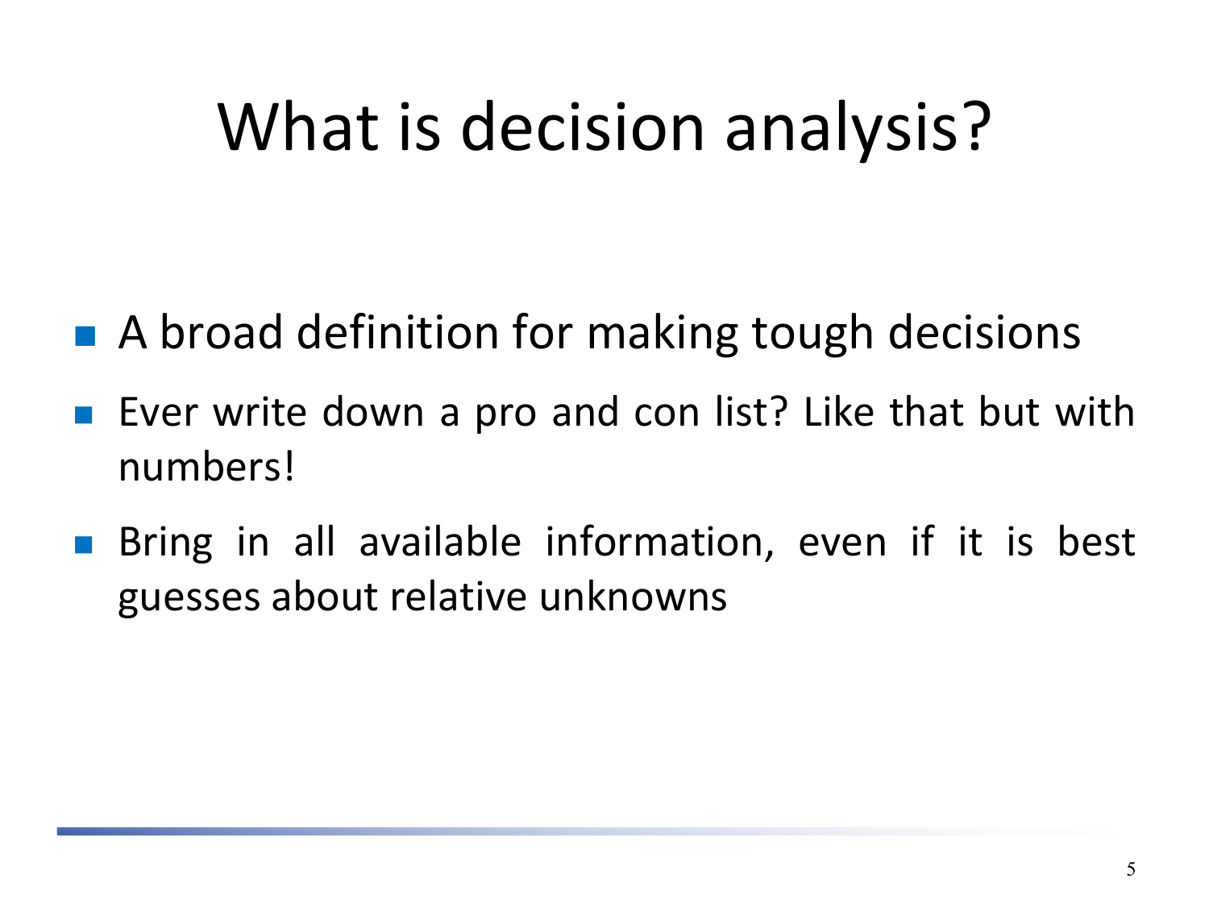# What is decision analysis?

- A broad definition for making tough decisions
- Ever write down a pro and con list? Like that but with numbers!
- Bring in all available information, even if it is best guesses about relative unknowns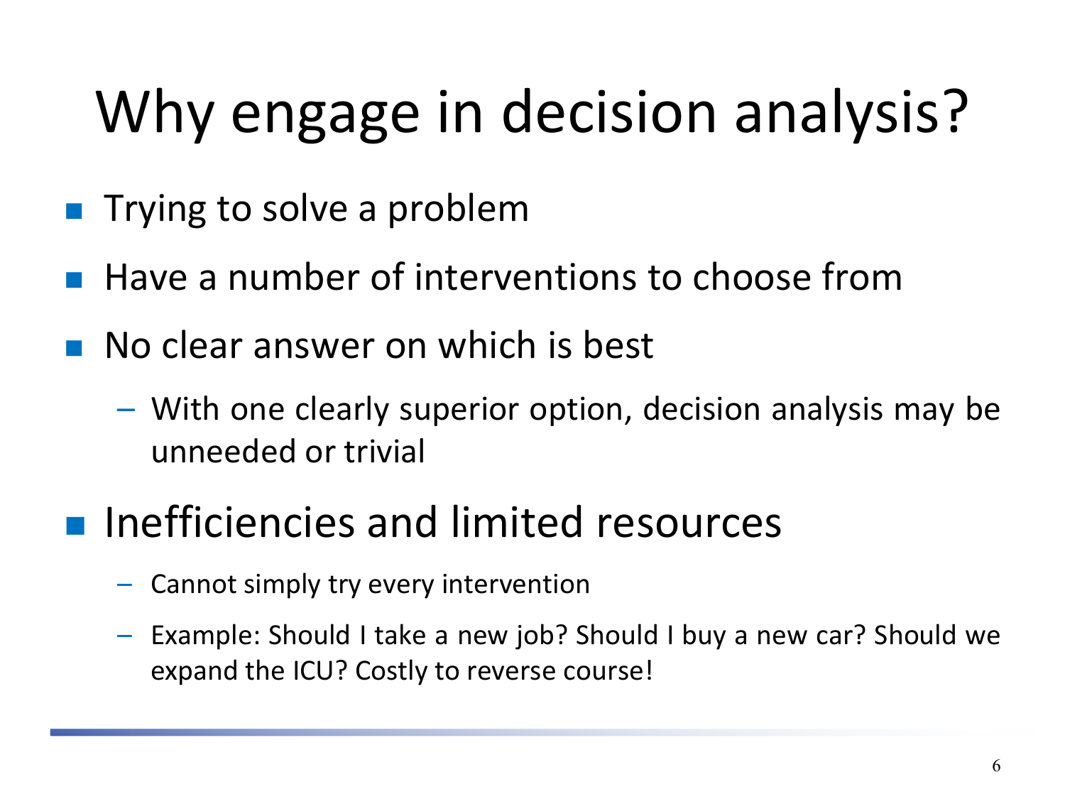# Why engage in decision analysis?

- Trying to solve a problem
- Have a number of interventions to choose from
- No clear answer on which is best
  - With one clearly superior option, decision analysis may be unneeded or trivial
- Inefficiencies and limited resources
  - Cannot simply try every intervention
  - Example: Should I take a new job? Should I buy a new car? Should we expand the ICU? Costly to reverse course!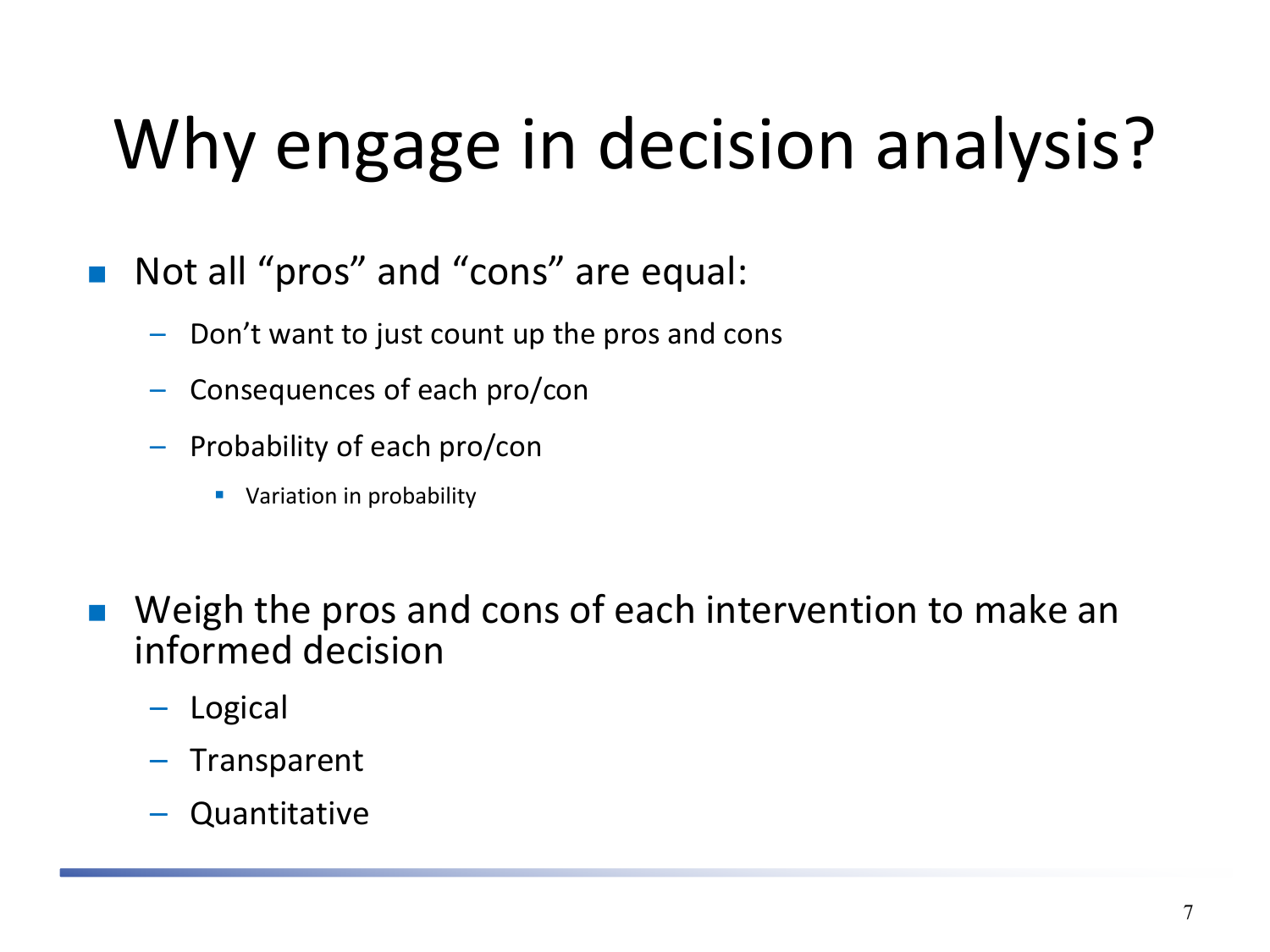# Why engage in decision analysis?

- Not all "pros" and "cons" are equal:
  - Don't want to just count up the pros and cons
  - Consequences of each pro/con
  - Probability of each pro/con
    - Variation in probability

- Weigh the pros and cons of each intervention to make an informed decision
  - Logical
  - Transparent
  - Quantitative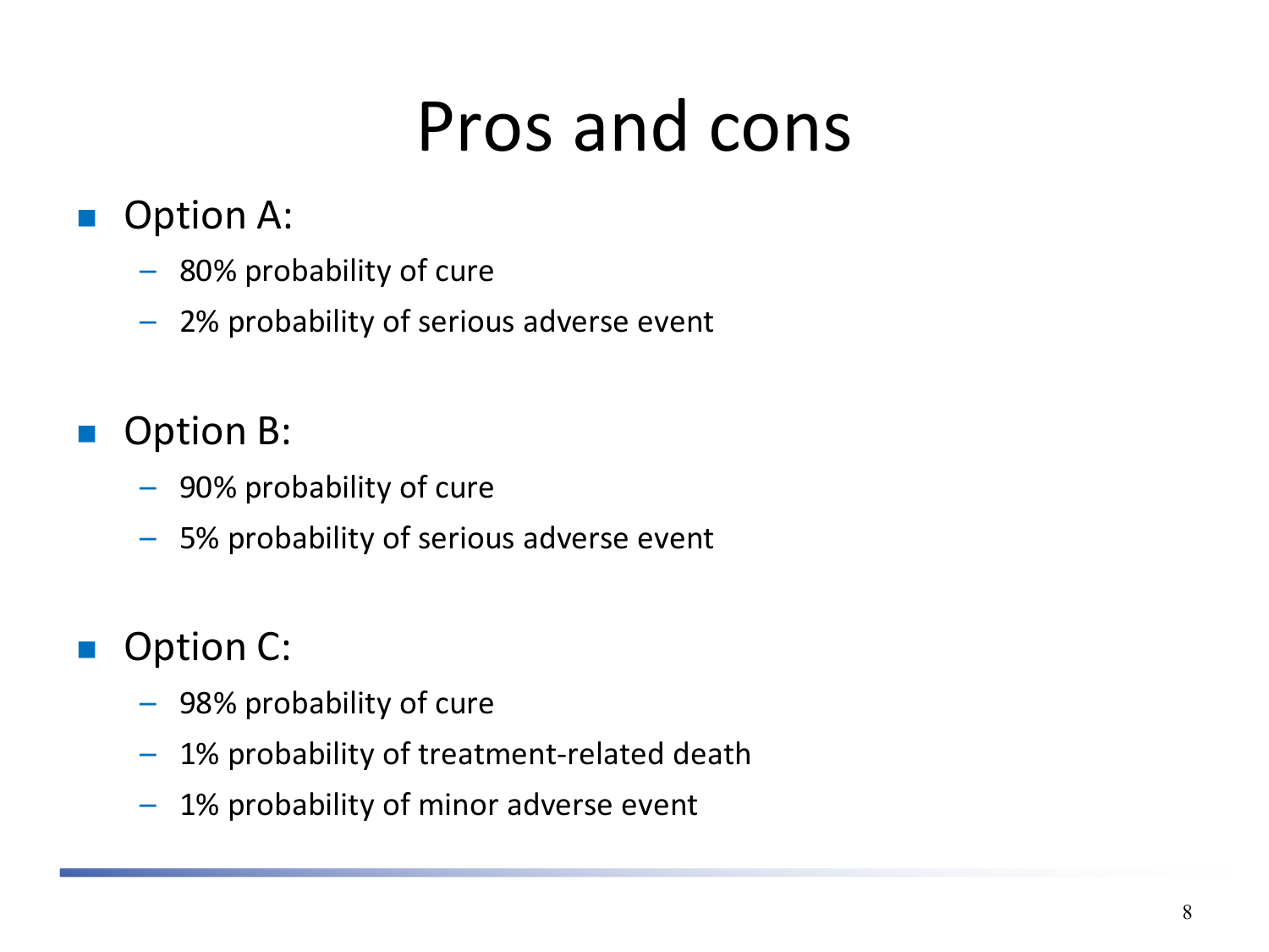# Pros and cons

- Option A:
  - 80% probability of cure
  - 2% probability of serious adverse event

- Option B:
  - 90% probability of cure
  - 5% probability of serious adverse event

- Option C:
  - 98% probability of cure
  - 1% probability of treatment-related death
  - 1% probability of minor adverse event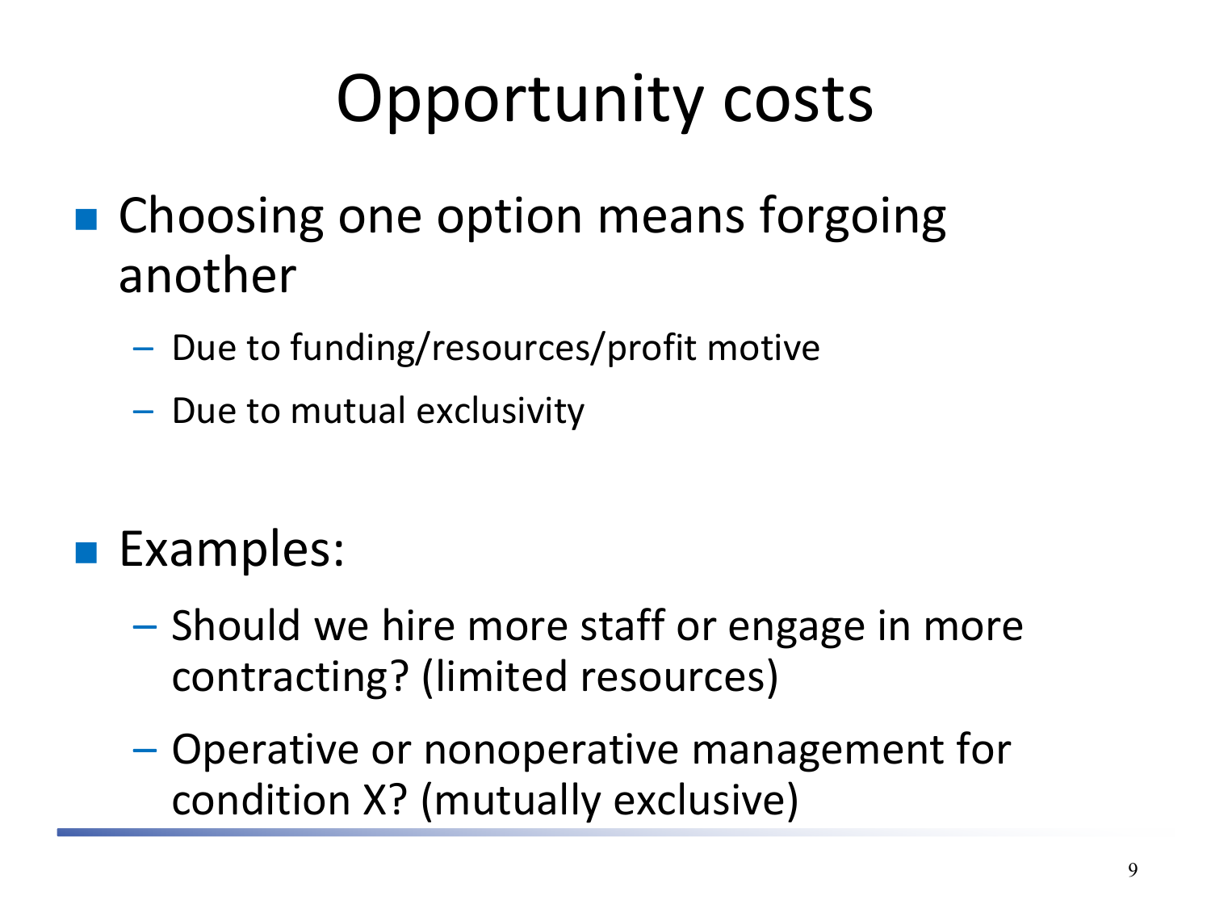# Opportunity costs

- Choosing one option means forgoing another
  - Due to funding/resources/profit motive
  - Due to mutual exclusivity

- Examples:
  - Should we hire more staff or engage in more contracting? (limited resources)
  - Operative or nonoperative management for condition X? (mutually exclusive)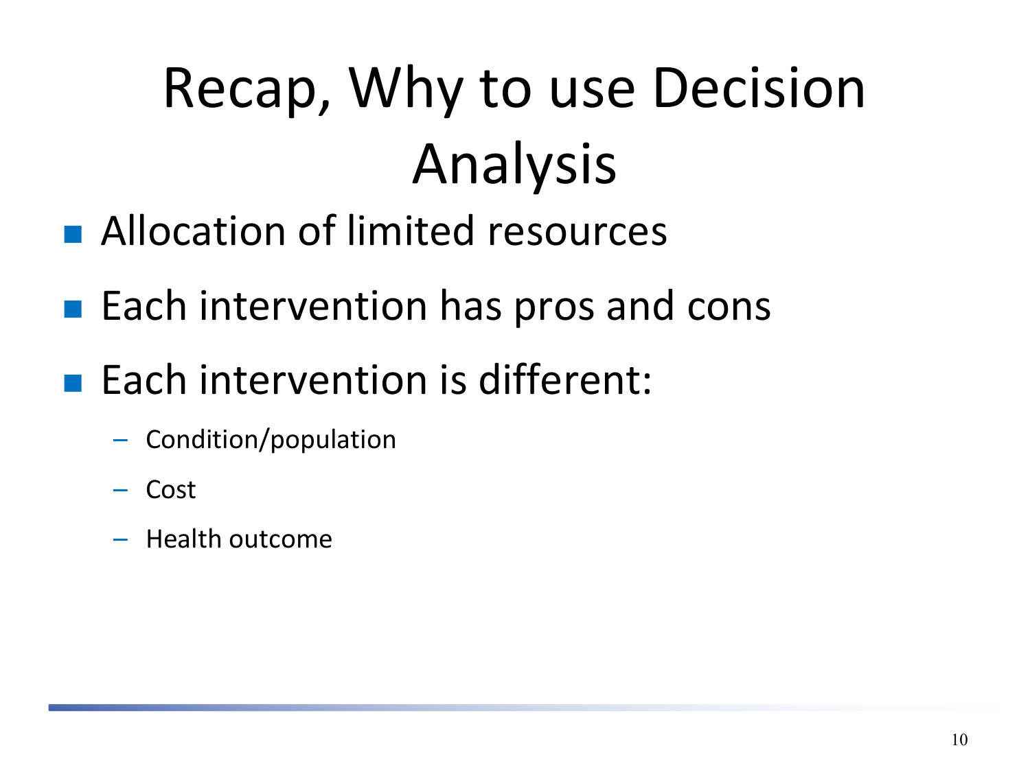# Recap, Why to use Decision Analysis

- Allocation of limited resources
- Each intervention has pros and cons
- Each intervention is different:
  - Condition/population
  - Cost
  - Health outcome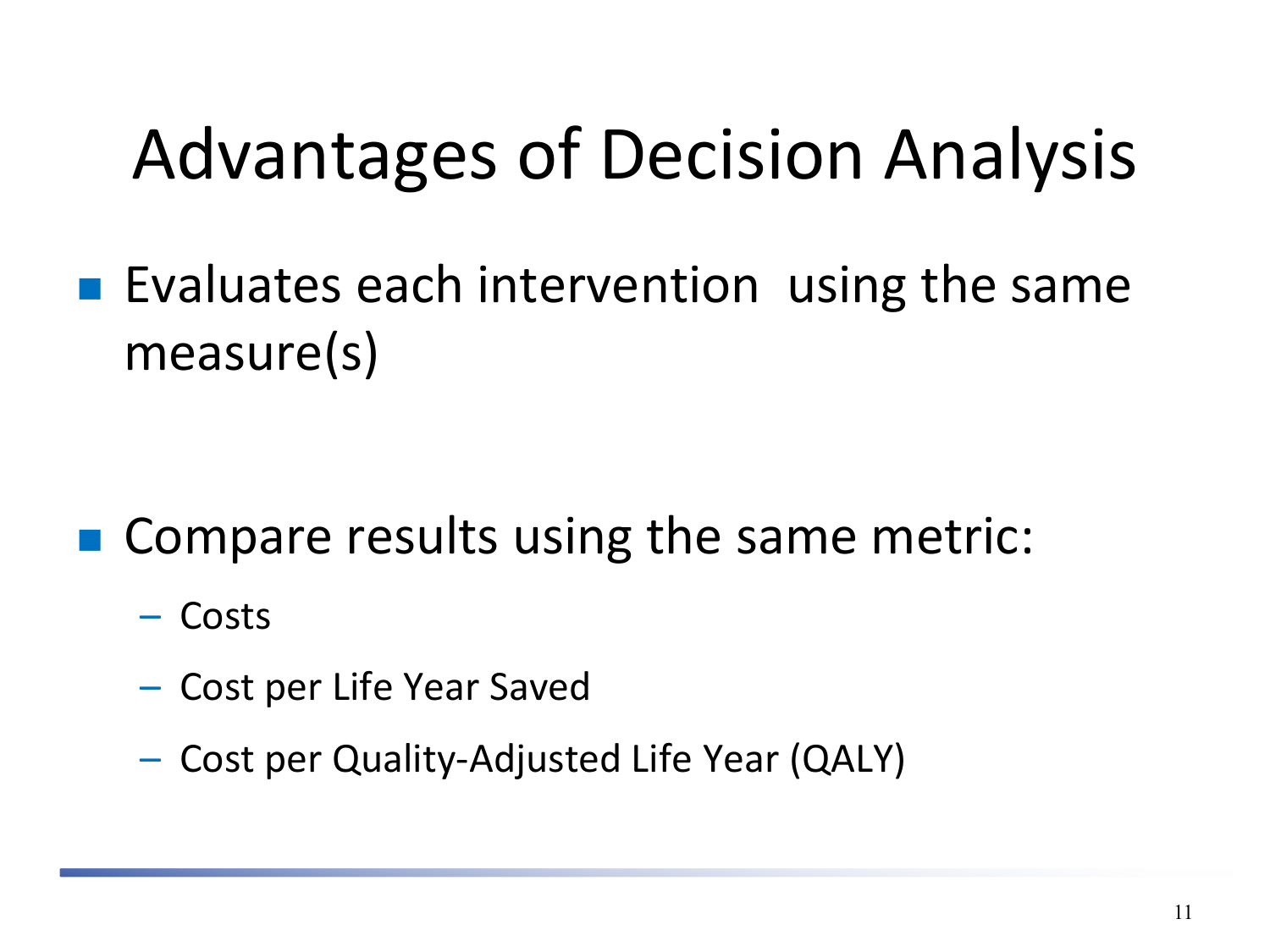# Advantages of Decision Analysis

- Evaluates each intervention using the same measure(s)

- Compare results using the same metric:
  - Costs
  - Cost per Life Year Saved
  - Cost per Quality-Adjusted Life Year (QALY)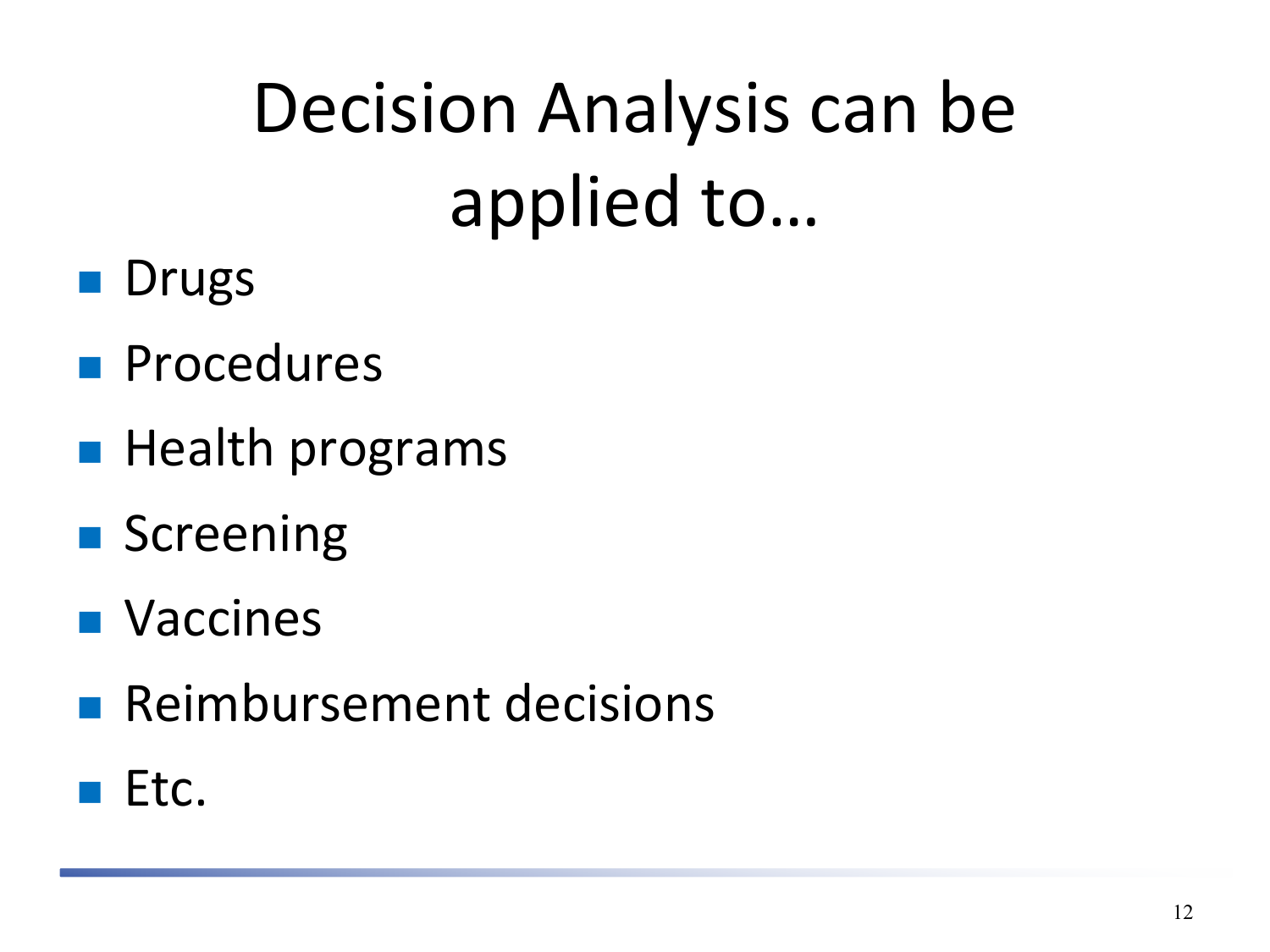# Decision Analysis can be applied to…

- Drugs
- Procedures
- Health programs
- Screening
- Vaccines
- Reimbursement decisions
- Etc.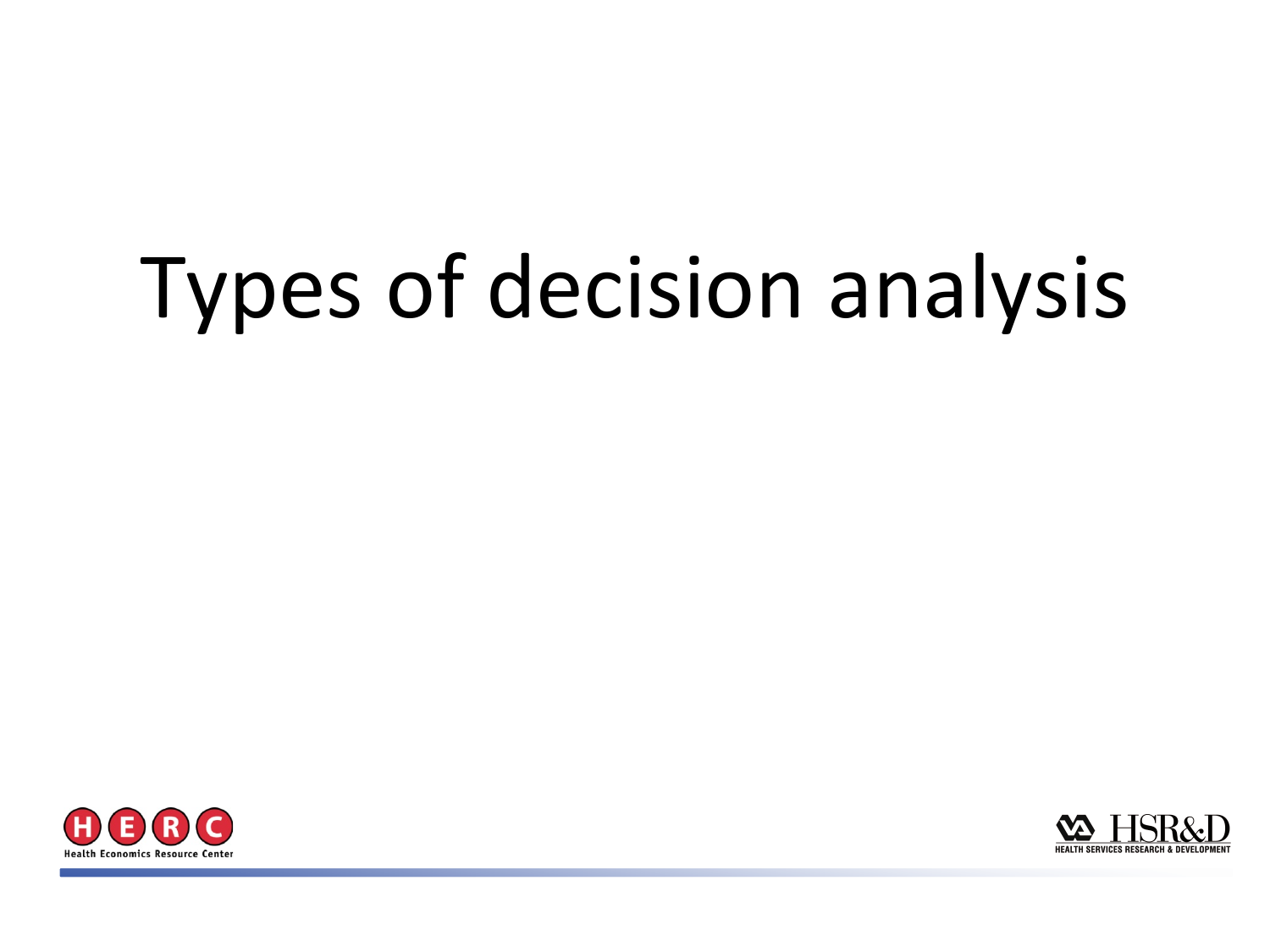# Types of decision analysis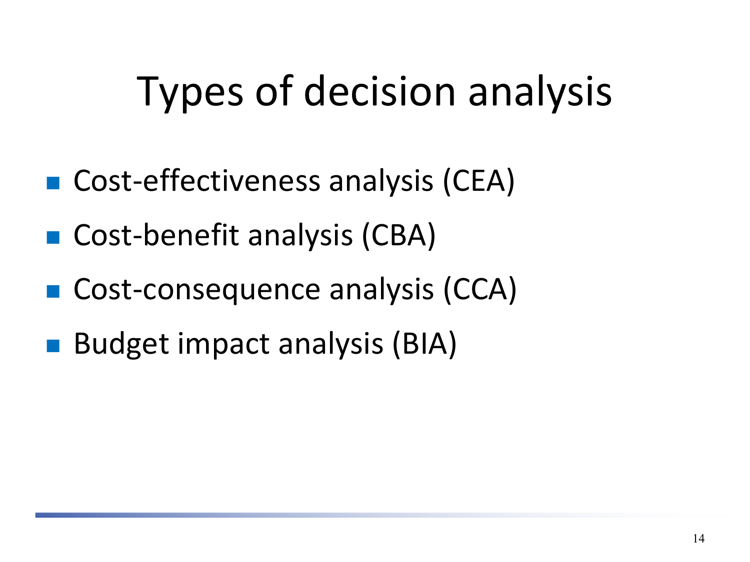# Types of decision analysis

- Cost-effectiveness analysis (CEA)
- Cost-benefit analysis (CBA)
- Cost-consequence analysis (CCA)
- Budget impact analysis (BIA)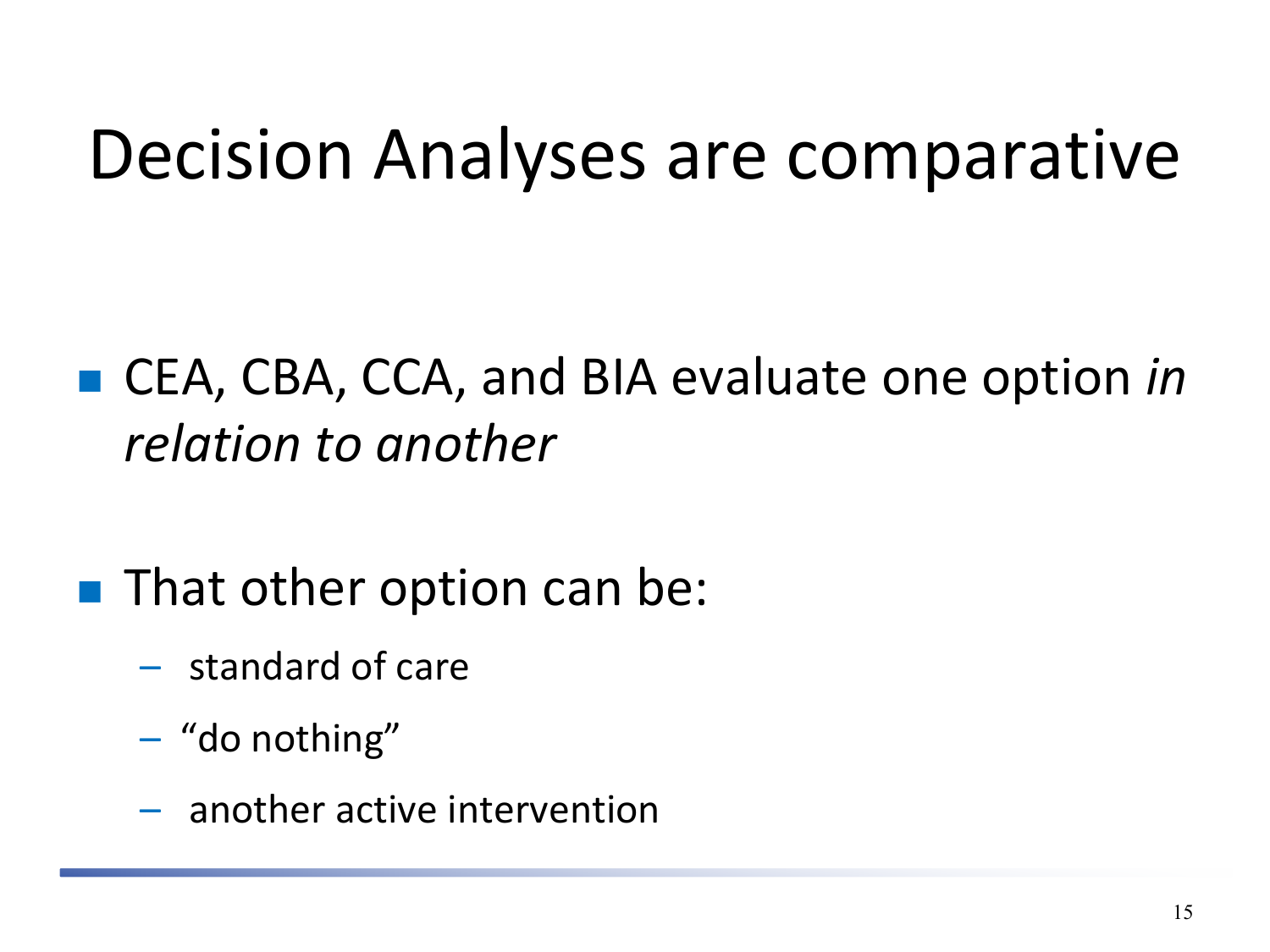# Decision Analyses are comparative

- CEA, CBA, CCA, and BIA evaluate one option *in relation to another*

- That other option can be:
  - standard of care
  - “do nothing”
  - another active intervention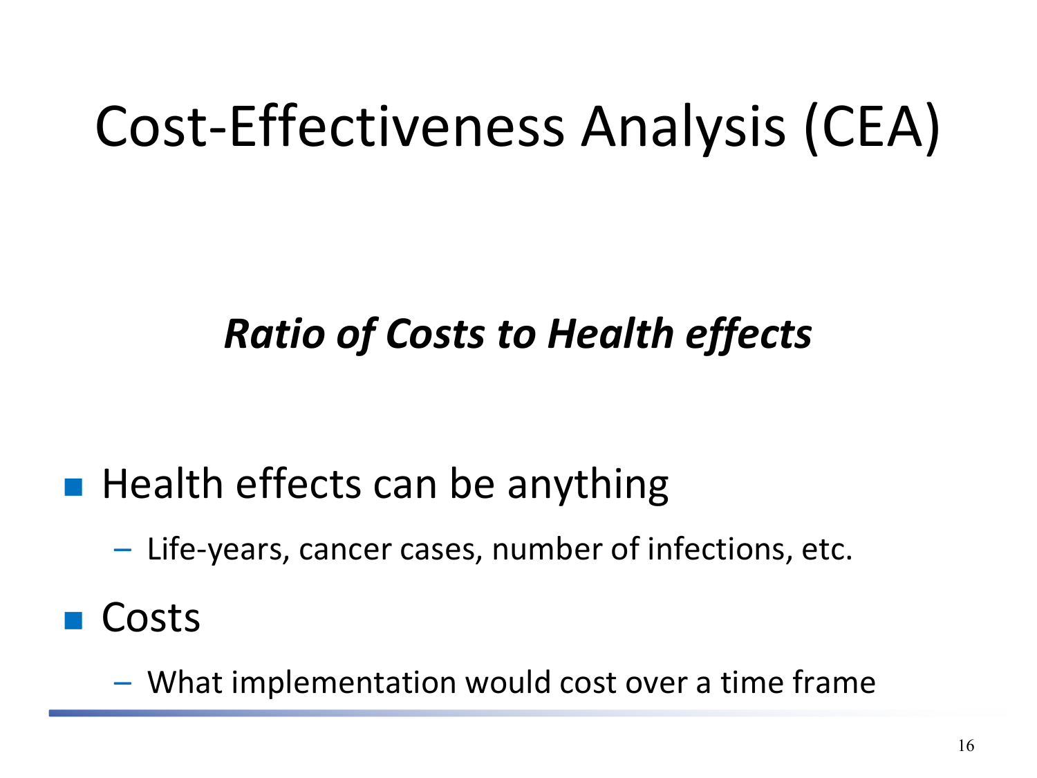# Cost-Effectiveness Analysis (CEA)

***Ratio of Costs to Health effects***

- Health effects can be anything
  - Life-years, cancer cases, number of infections, etc.
- Costs
  - What implementation would cost over a time frame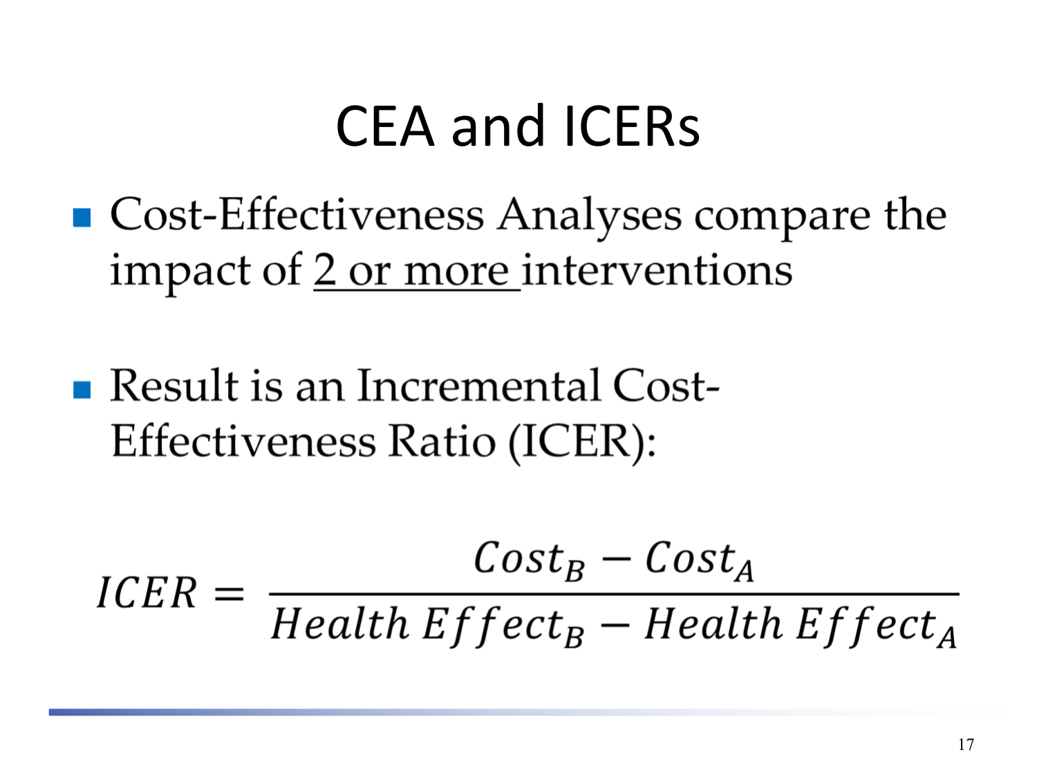# CEA and ICERs

- Cost-Effectiveness Analyses compare the impact of <u>2 or more</u> interventions

- Result is an Incremental Cost-Effectiveness Ratio (ICER):

$$ICER = \frac{Cost_B - Cost_A}{Health\ Effect_B - Health\ Effect_A}$$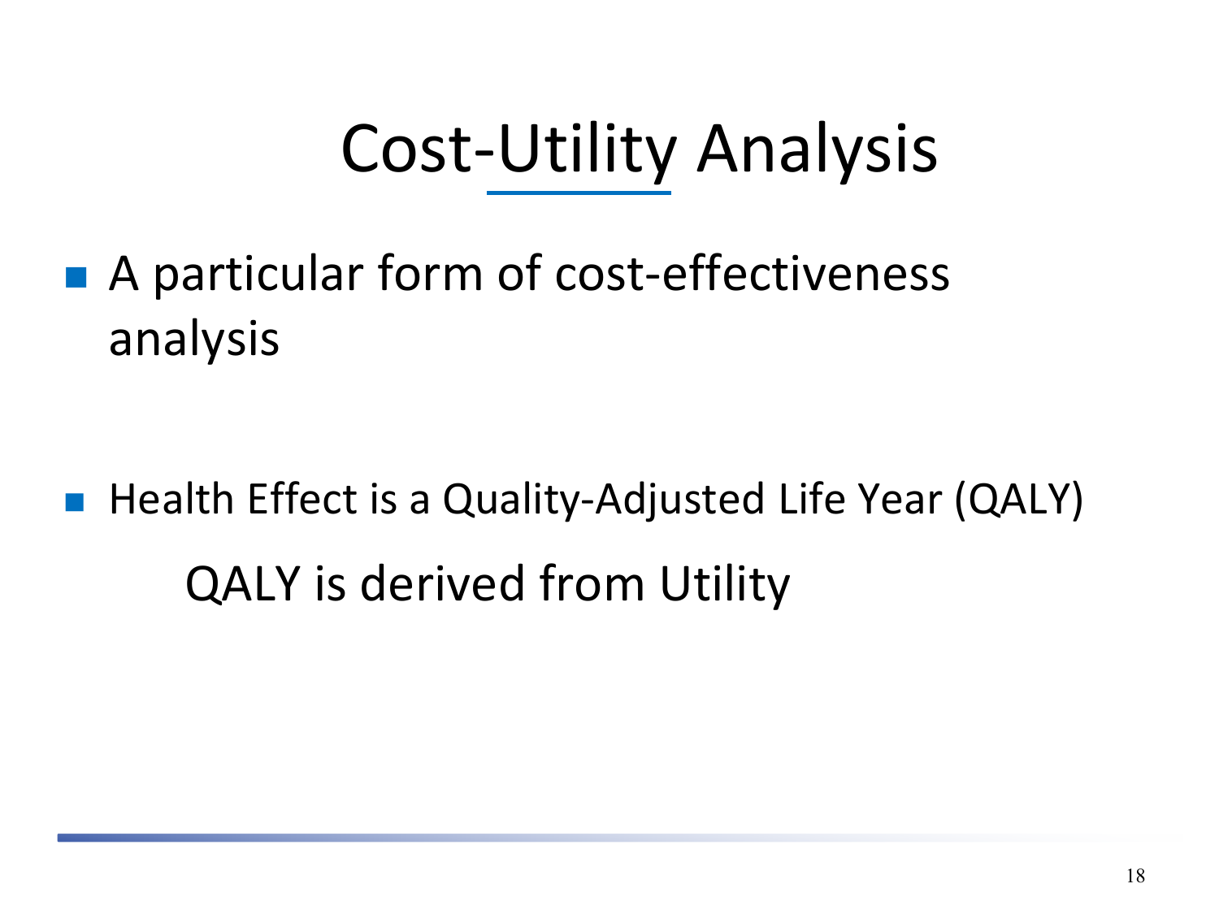# Cost-Utility Analysis

- A particular form of cost-effectiveness analysis

- Health Effect is a Quality-Adjusted Life Year (QALY)

  QALY is derived from Utility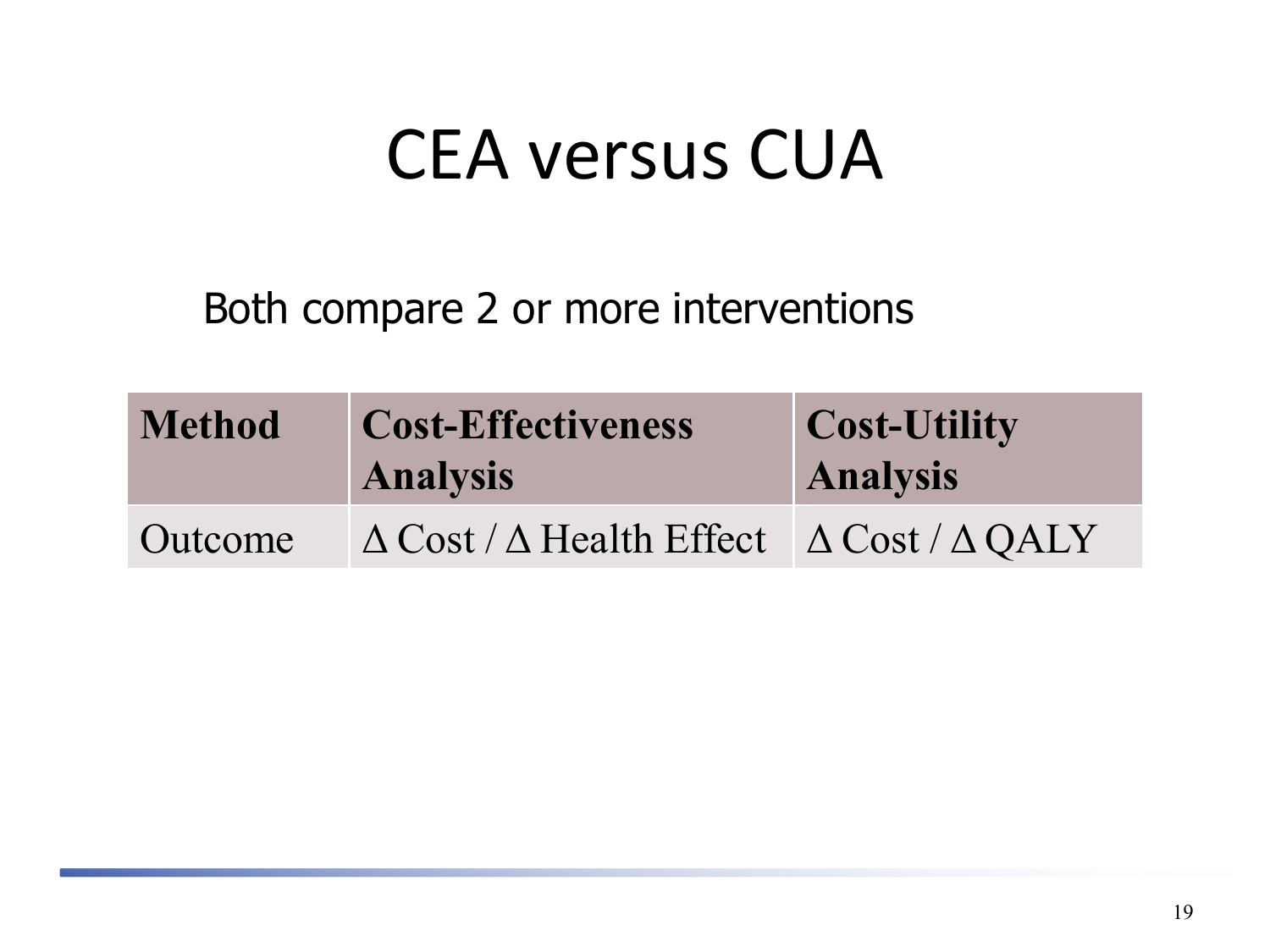# CEA versus CUA

Both compare 2 or more interventions

| Method | Cost-Effectiveness Analysis | Cost-Utility Analysis |
|---|---|---|
| Outcome | $\Delta$ Cost / $\Delta$ Health Effect | $\Delta$ Cost / $\Delta$ QALY |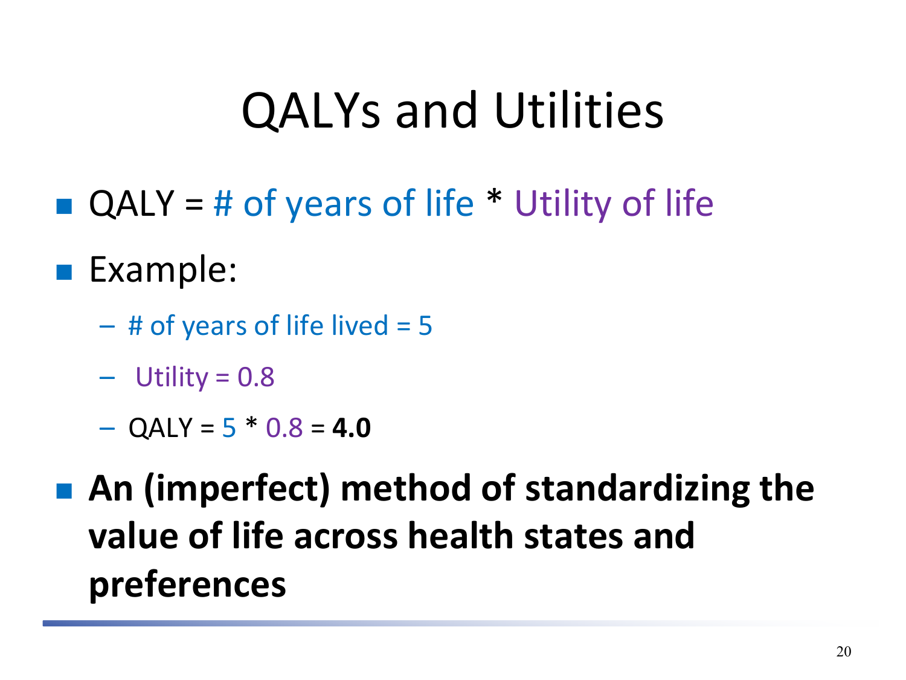# QALYs and Utilities

- QALY = # of years of life * Utility of life
- Example:
  - # of years of life lived = 5
  - Utility = 0.8
  - QALY = 5 * 0.8 = **4.0**
- **An (imperfect) method of standardizing the value of life across health states and preferences**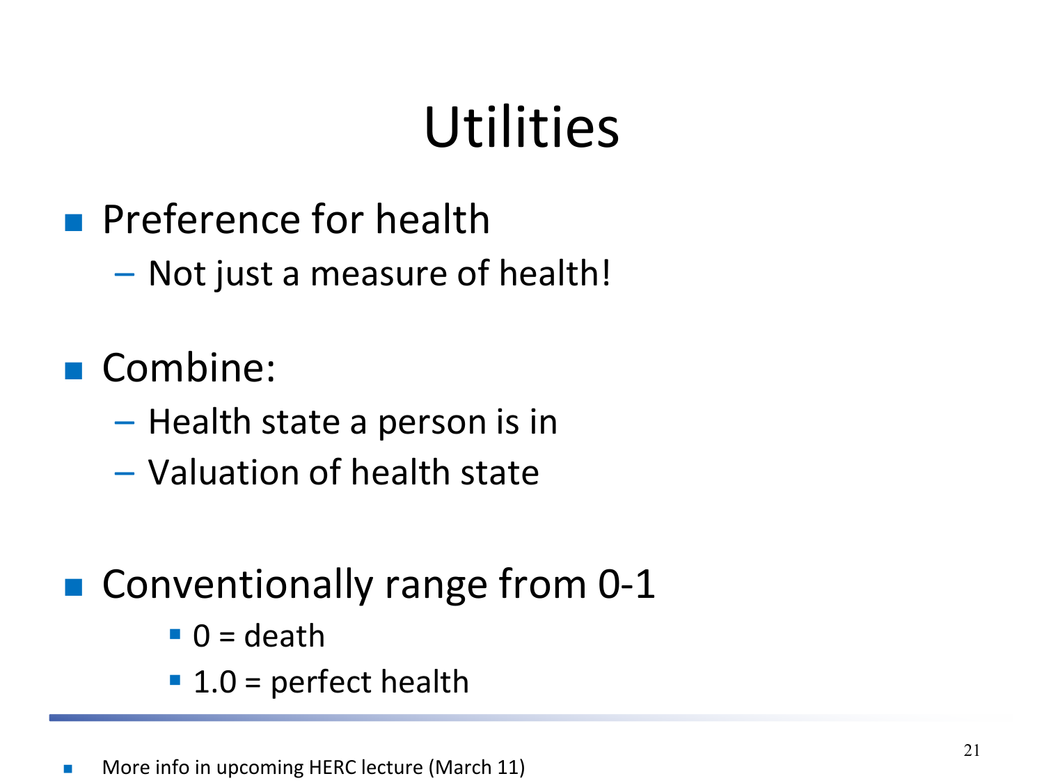# Utilities

- Preference for health
  - Not just a measure of health!
- Combine:
  - Health state a person is in
  - Valuation of health state
- Conventionally range from 0-1
  - 0 = death
  - 1.0 = perfect health

- More info in upcoming HERC lecture (March 11)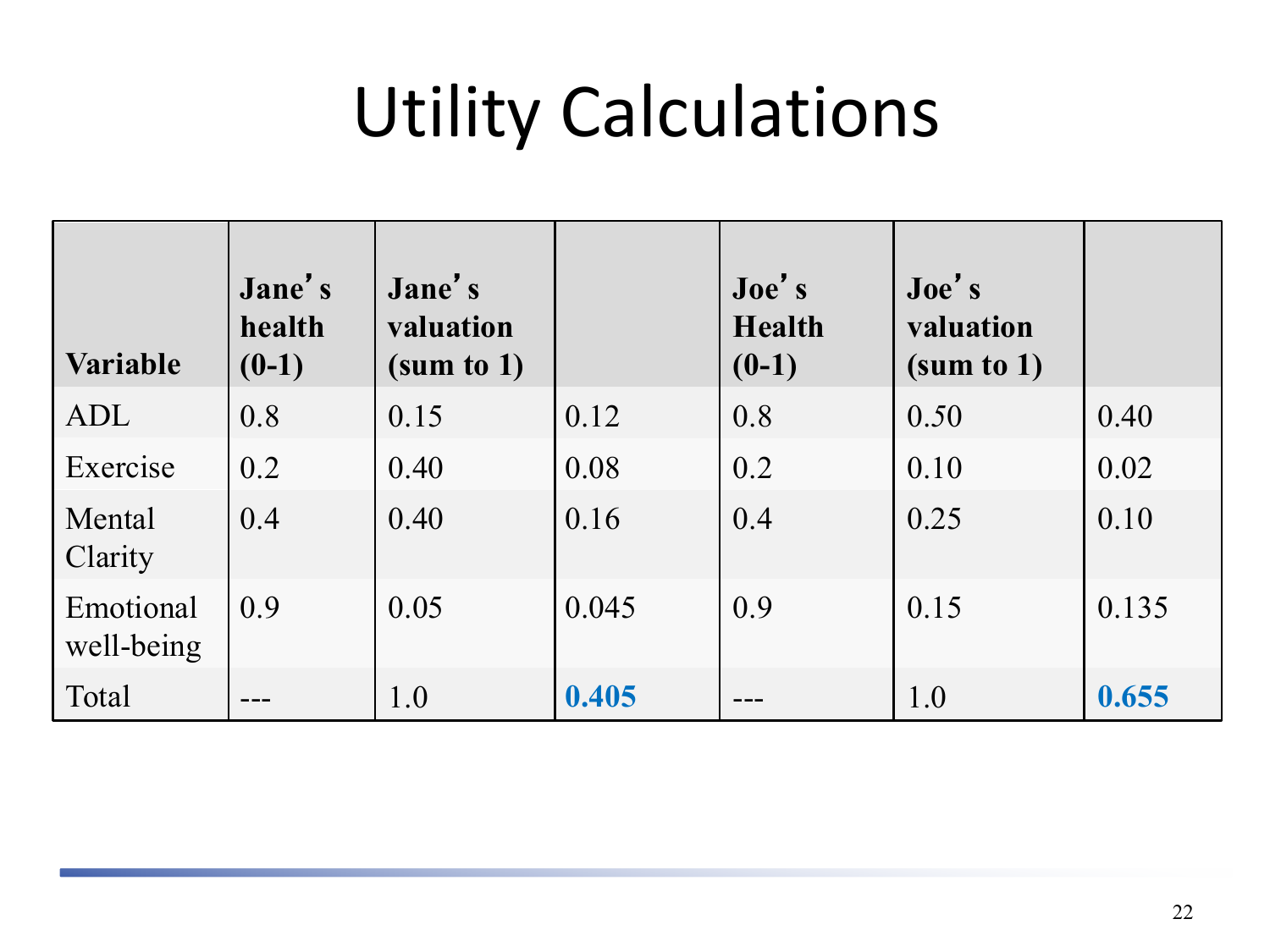# Utility Calculations

| Variable | Jane's health (0-1) | Jane's valuation (sum to 1) | | Joe's Health (0-1) | Joe's valuation (sum to 1) | |
|---|---|---|---|---|---|---|
| ADL | 0.8 | 0.15 | 0.12 | 0.8 | 0.50 | 0.40 |
| Exercise | 0.2 | 0.40 | 0.08 | 0.2 | 0.10 | 0.02 |
| Mental Clarity | 0.4 | 0.40 | 0.16 | 0.4 | 0.25 | 0.10 |
| Emotional well-being | 0.9 | 0.05 | 0.045 | 0.9 | 0.15 | 0.135 |
| Total | --- | 1.0 | **0.405** | --- | 1.0 | **0.655** |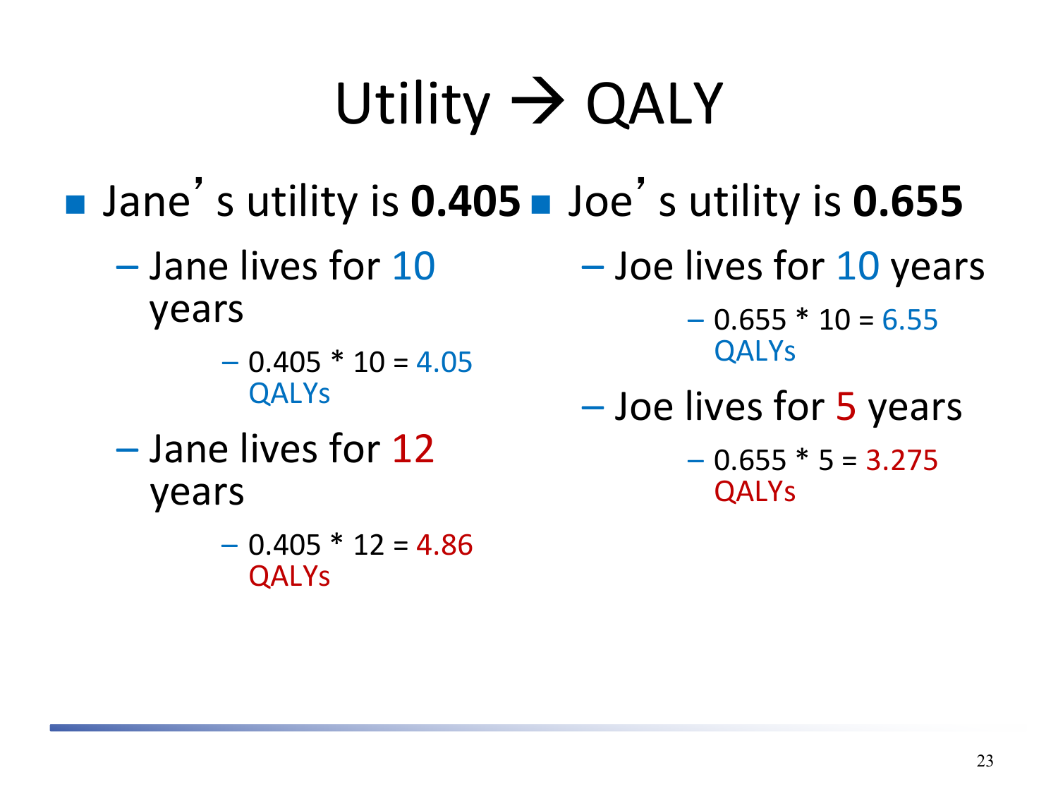# Utility → QALY

- Jane's utility is **0.405**
  - Jane lives for 10 years
    - 0.405 * 10 = 4.05 QALYs
  - Jane lives for 12 years
    - 0.405 * 12 = 4.86 QALYs

- Joe's utility is **0.655**
  - Joe lives for 10 years
    - 0.655 * 10 = 6.55 QALYs
  - Joe lives for 5 years
    - 0.655 * 5 = 3.275 QALYs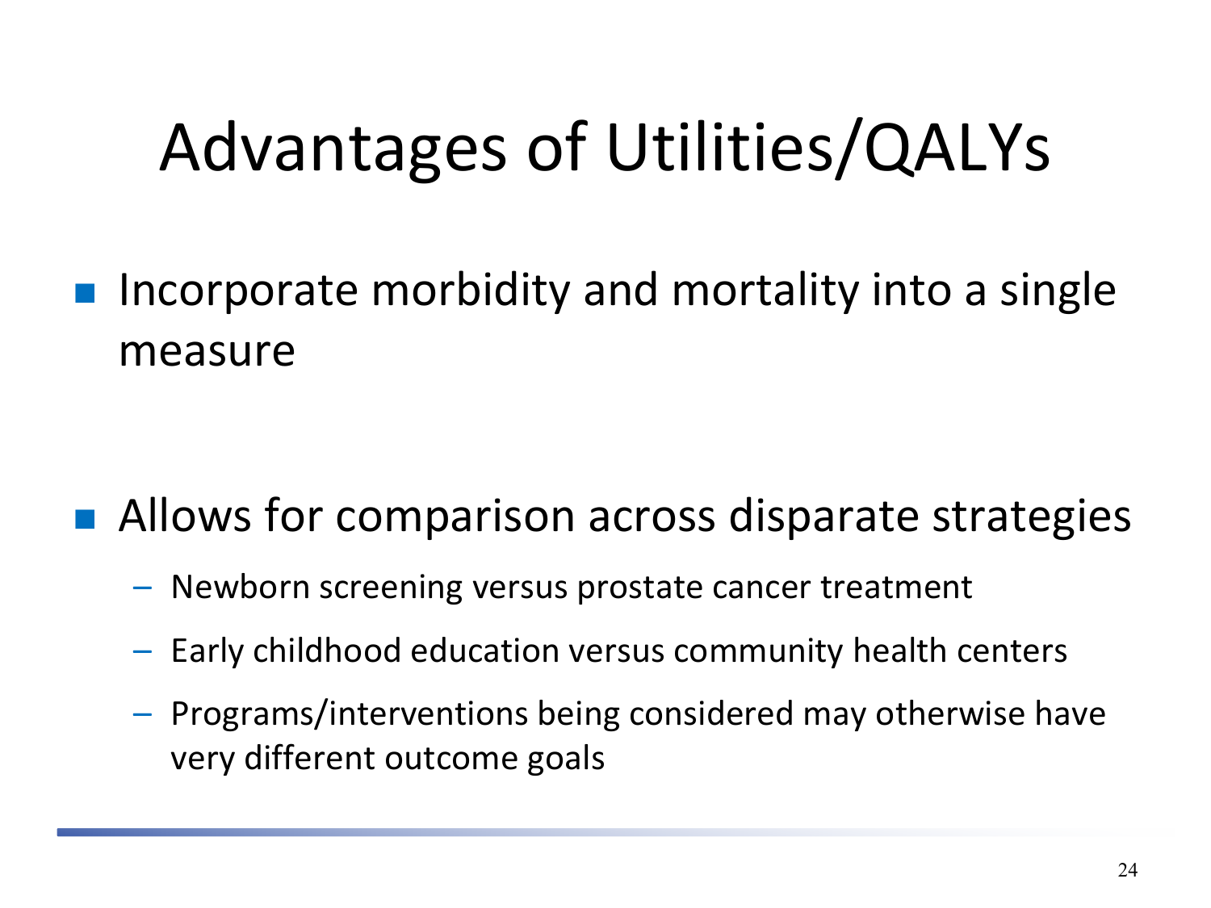# Advantages of Utilities/QALYs

- Incorporate morbidity and mortality into a single measure

- Allows for comparison across disparate strategies
  - Newborn screening versus prostate cancer treatment
  - Early childhood education versus community health centers
  - Programs/interventions being considered may otherwise have very different outcome goals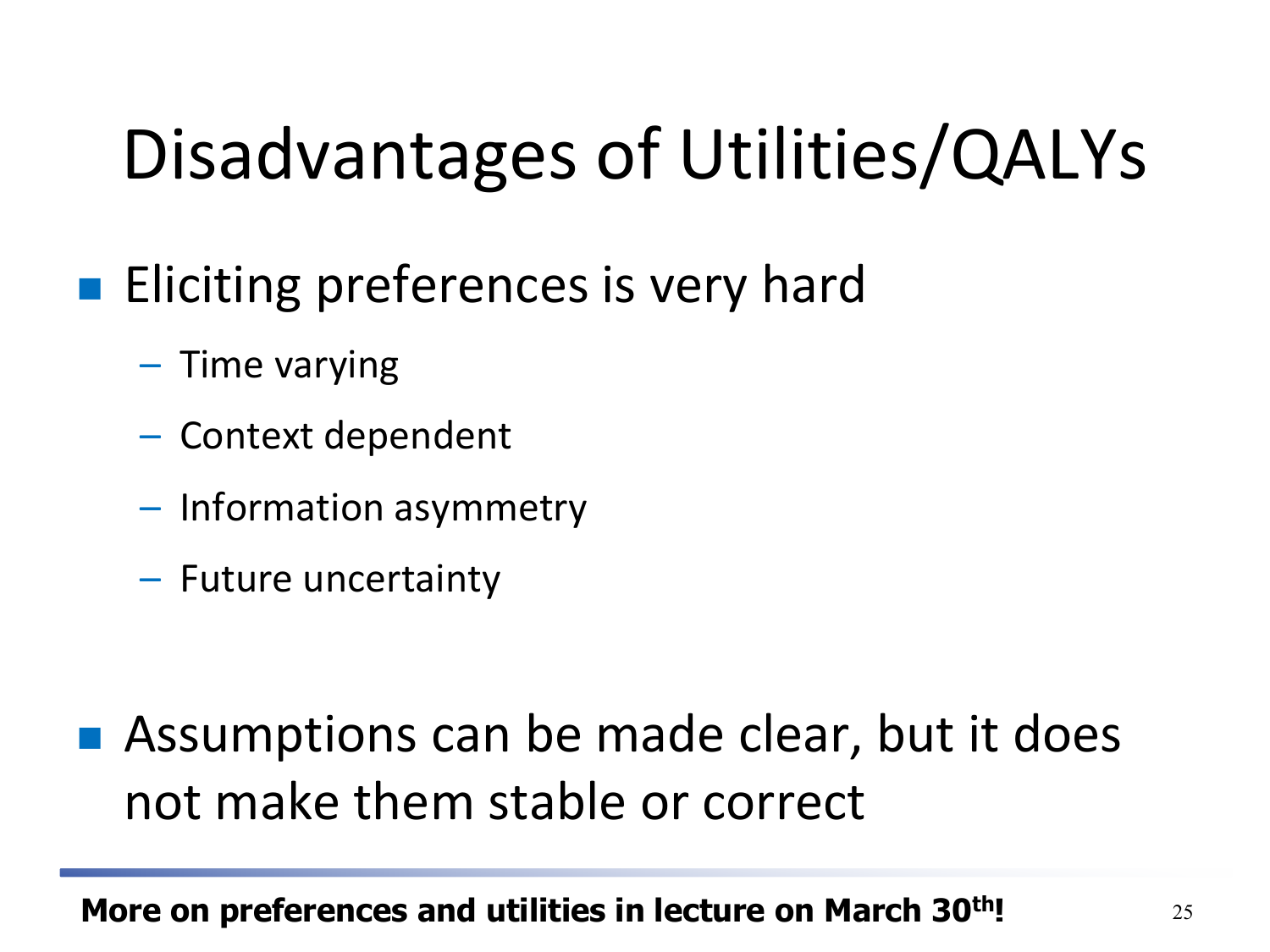# Disadvantages of Utilities/QALYs

- Eliciting preferences is very hard
  - Time varying
  - Context dependent
  - Information asymmetry
  - Future uncertainty

- Assumptions can be made clear, but it does not make them stable or correct

**More on preferences and utilities in lecture on March 30th!**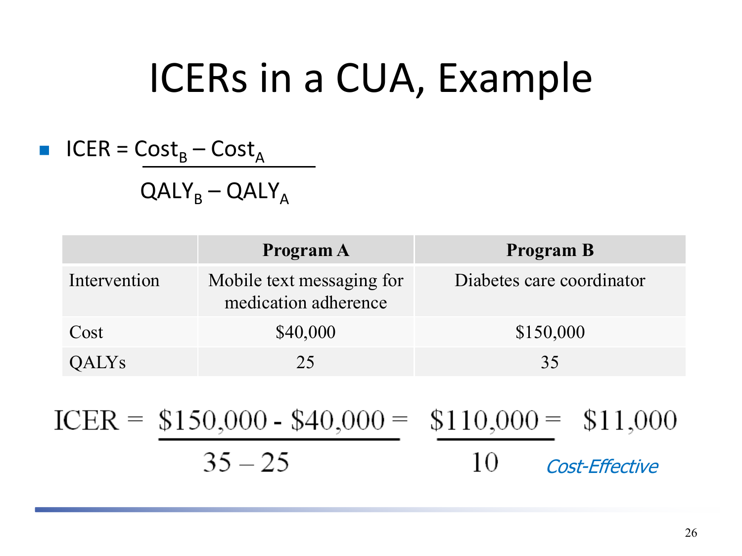# ICERs in a CUA, Example

- $$\text{ICER} = \frac{\text{Cost}_B - \text{Cost}_A}{\text{QALY}_B - \text{QALY}_A}$$

| | Program A | Program B |
|---|---|---|
| Intervention | Mobile text messaging for medication adherence | Diabetes care coordinator |
| Cost | \$40,000 | \$150,000 |
| QALYs | 25 | 35 |

$$\text{ICER} = \frac{\$150{,}000 - \$40{,}000}{35 - 25} = \frac{\$110{,}000}{10} = \$11{,}000$$

*Cost-Effective*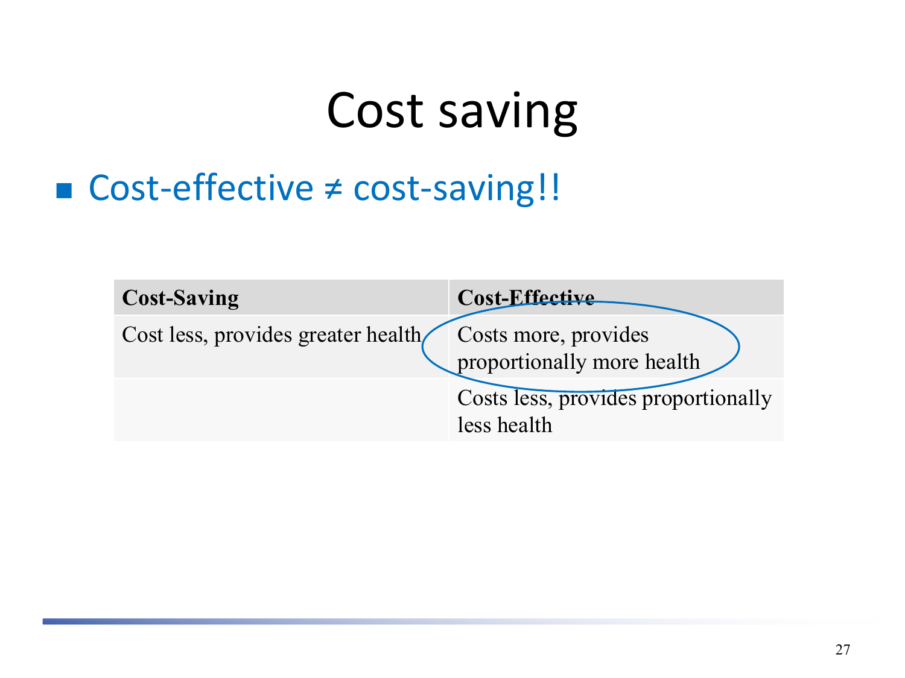# Cost saving

- Cost-effective ≠ cost-saving!!

| Cost-Saving | Cost-Effective |
|---|---|
| Cost less, provides greater health | Costs more, provides proportionally more health |
| | Costs less, provides proportionally less health |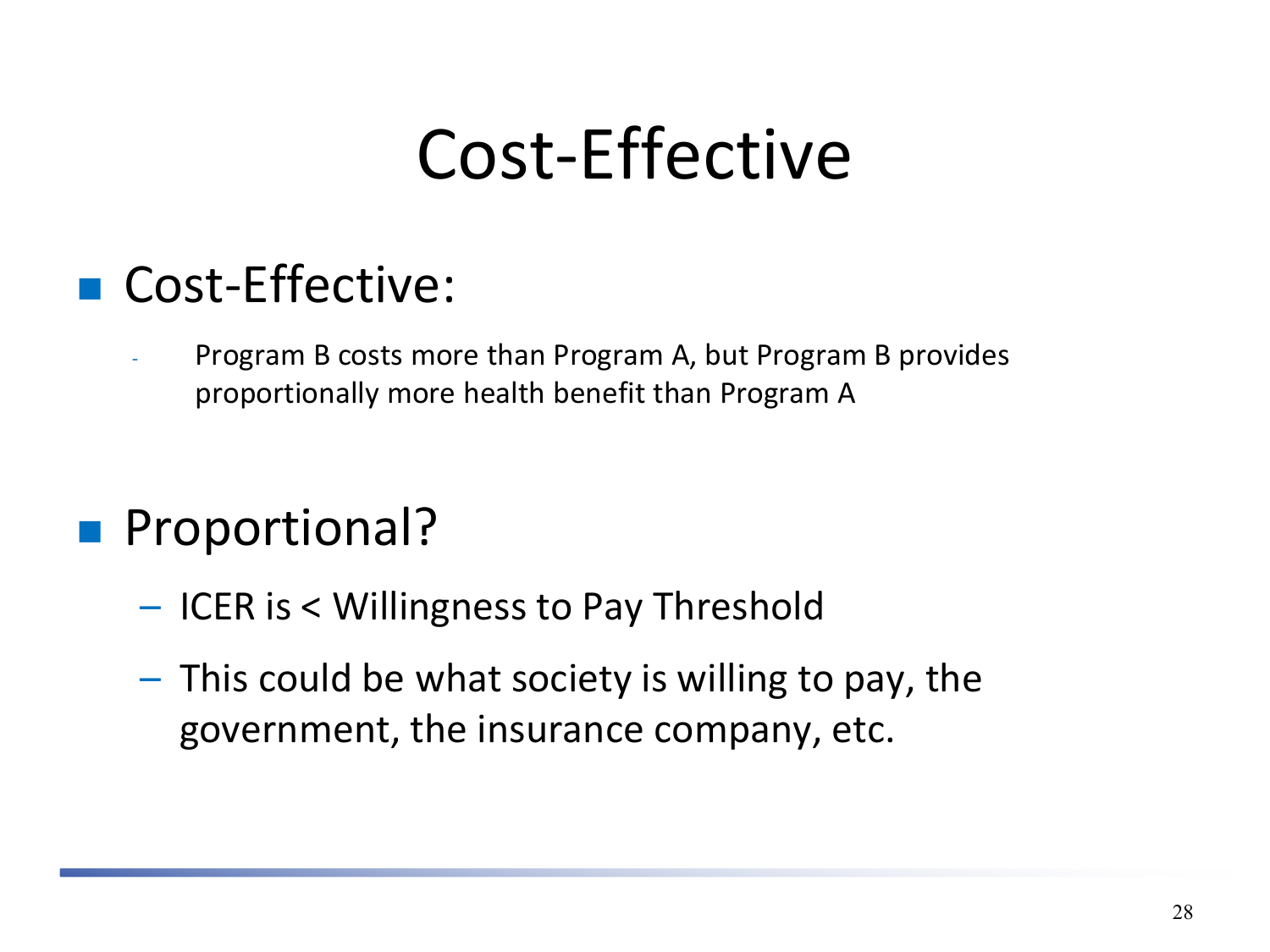# Cost-Effective

- Cost-Effective:
  - Program B costs more than Program A, but Program B provides proportionally more health benefit than Program A

- Proportional?
  - ICER is < Willingness to Pay Threshold
  - This could be what society is willing to pay, the government, the insurance company, etc.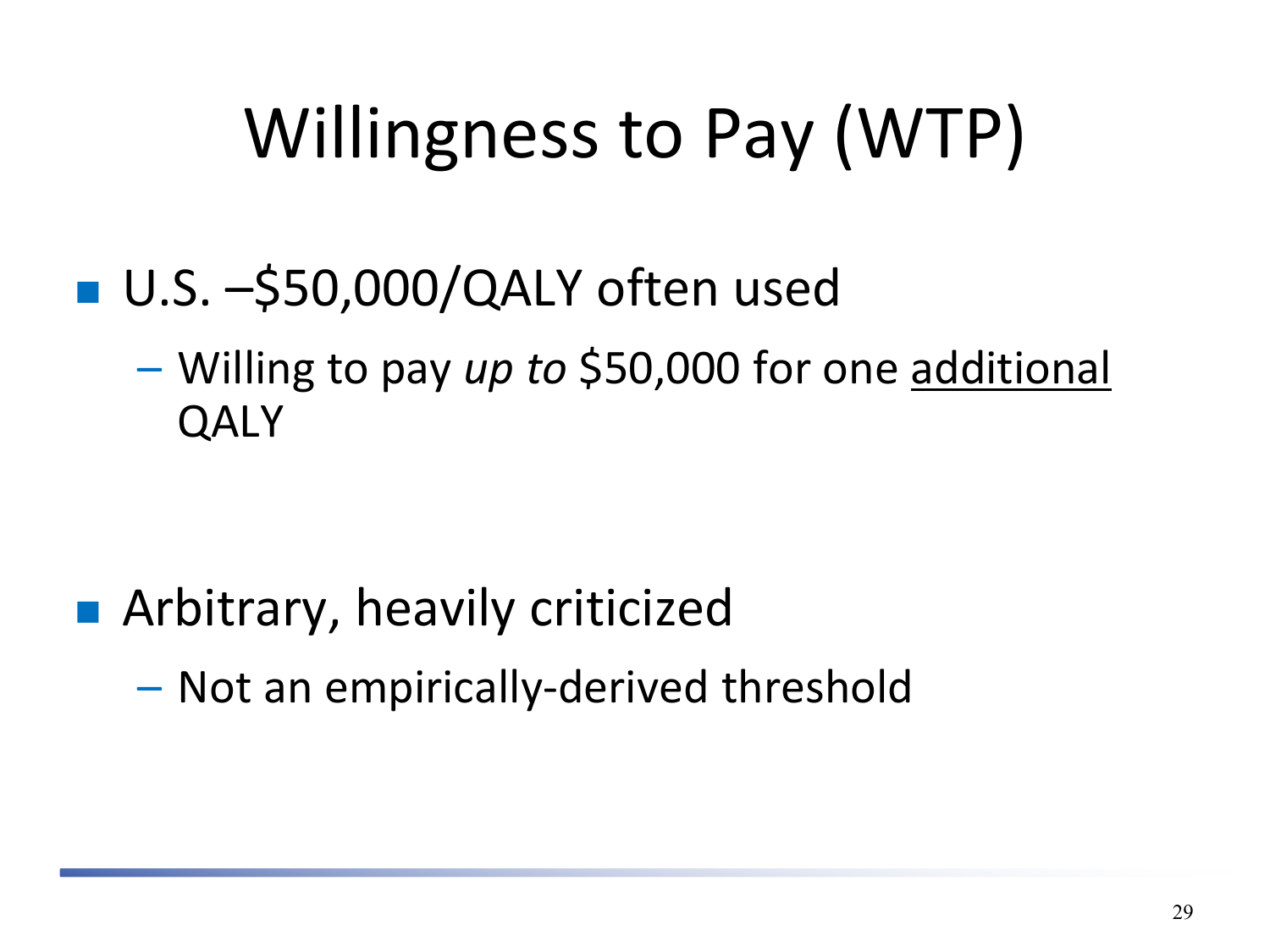# Willingness to Pay (WTP)

- U.S. –$50,000/QALY often used
  - Willing to pay *up to* $50,000 for one <u>additional</u> QALY

- Arbitrary, heavily criticized
  - Not an empirically-derived threshold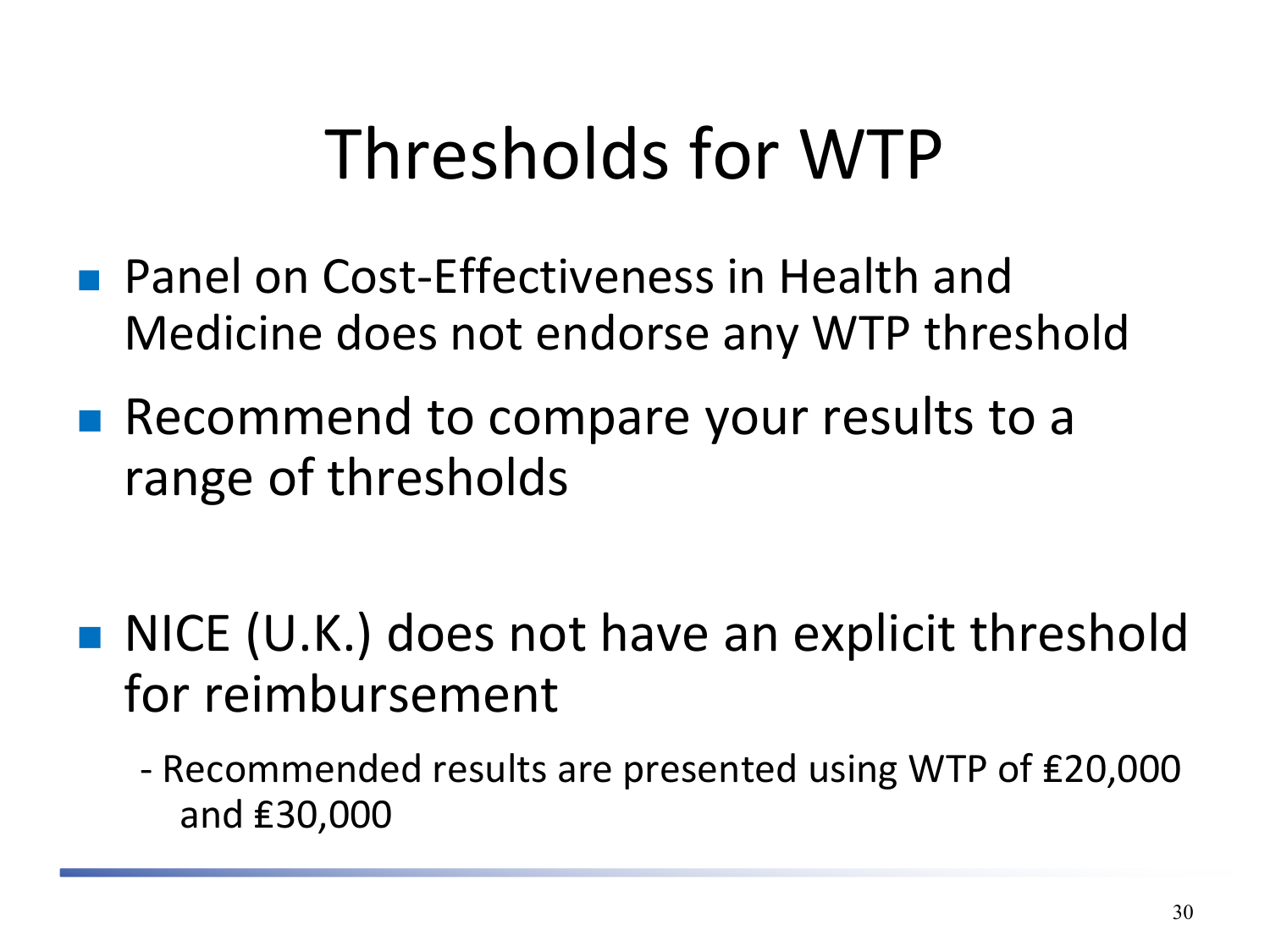# Thresholds for WTP

- Panel on Cost-Effectiveness in Health and Medicine does not endorse any WTP threshold
- Recommend to compare your results to a range of thresholds
- NICE (U.K.) does not have an explicit threshold for reimbursement
  - Recommended results are presented using WTP of ₤20,000 and ₤30,000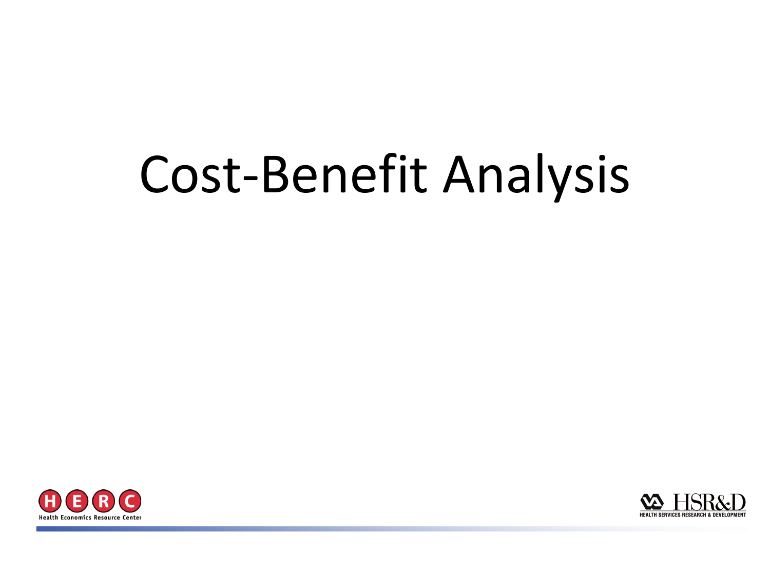# Cost-Benefit Analysis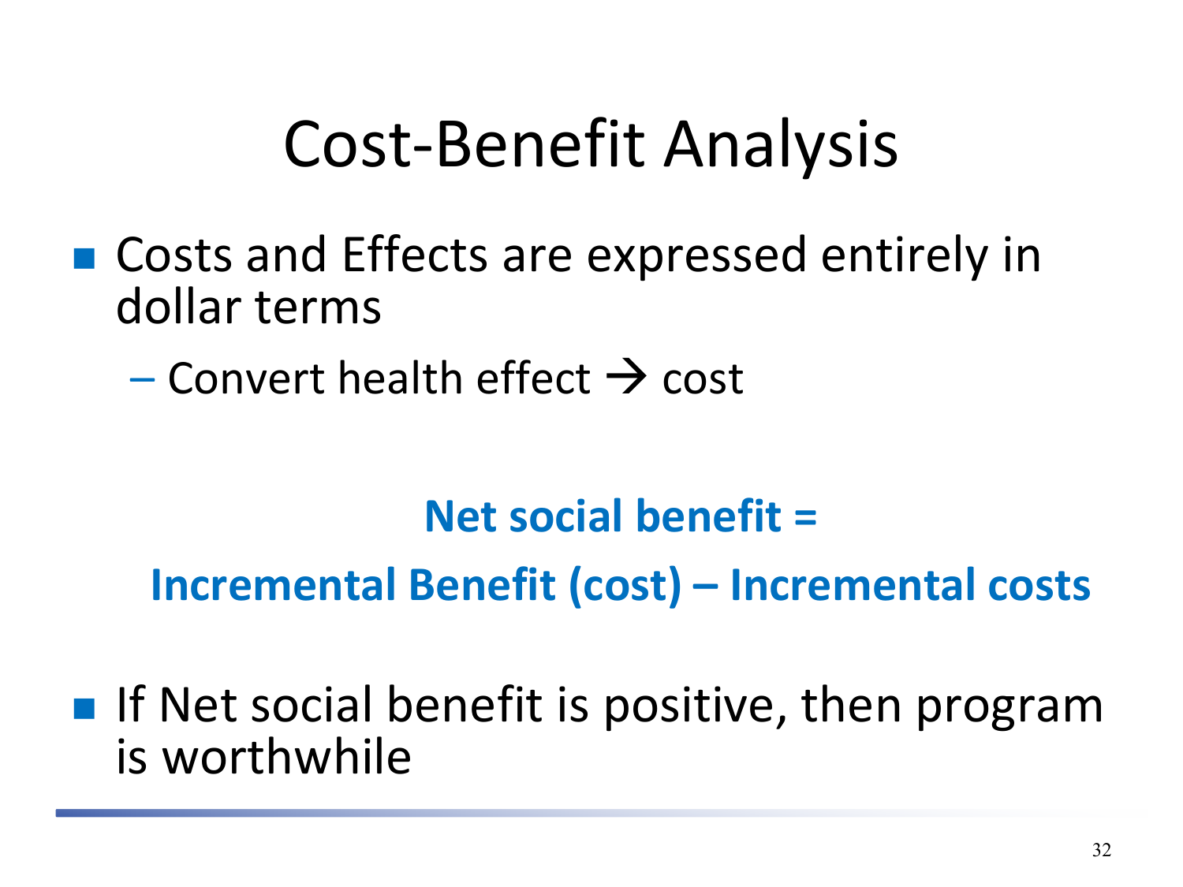# Cost-Benefit Analysis

- Costs and Effects are expressed entirely in dollar terms
  - Convert health effect → cost

**Net social benefit =**

**Incremental Benefit (cost) – Incremental costs**

- If Net social benefit is positive, then program is worthwhile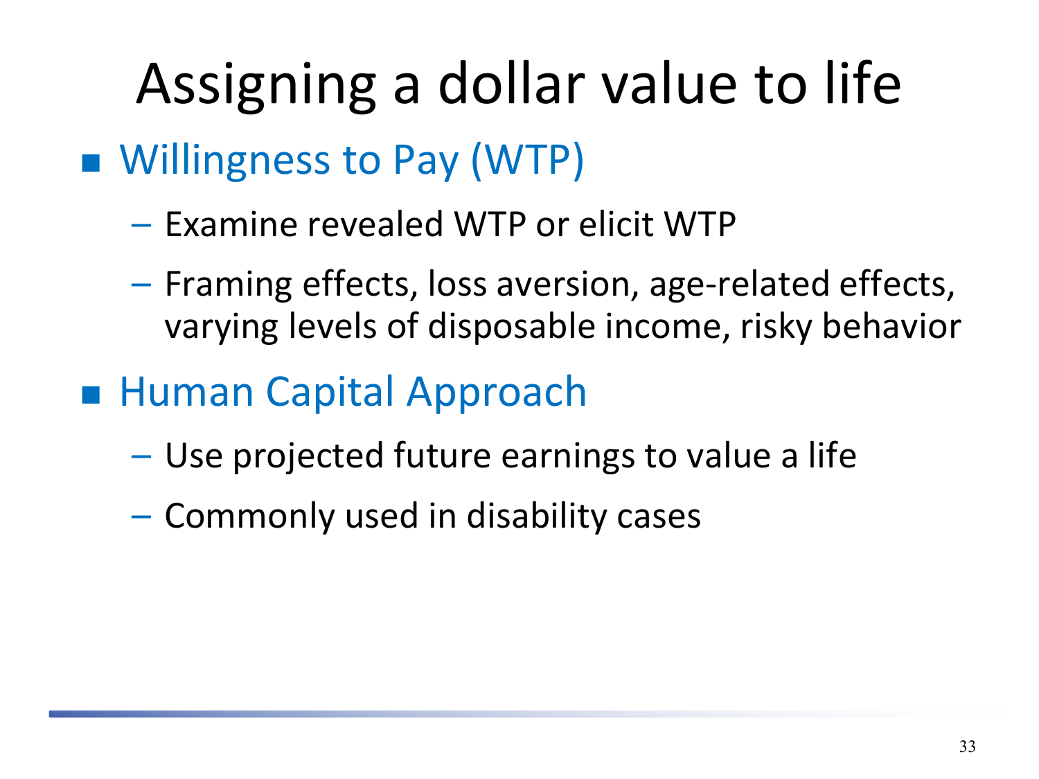# Assigning a dollar value to life

- Willingness to Pay (WTP)
  - Examine revealed WTP or elicit WTP
  - Framing effects, loss aversion, age-related effects, varying levels of disposable income, risky behavior
- Human Capital Approach
  - Use projected future earnings to value a life
  - Commonly used in disability cases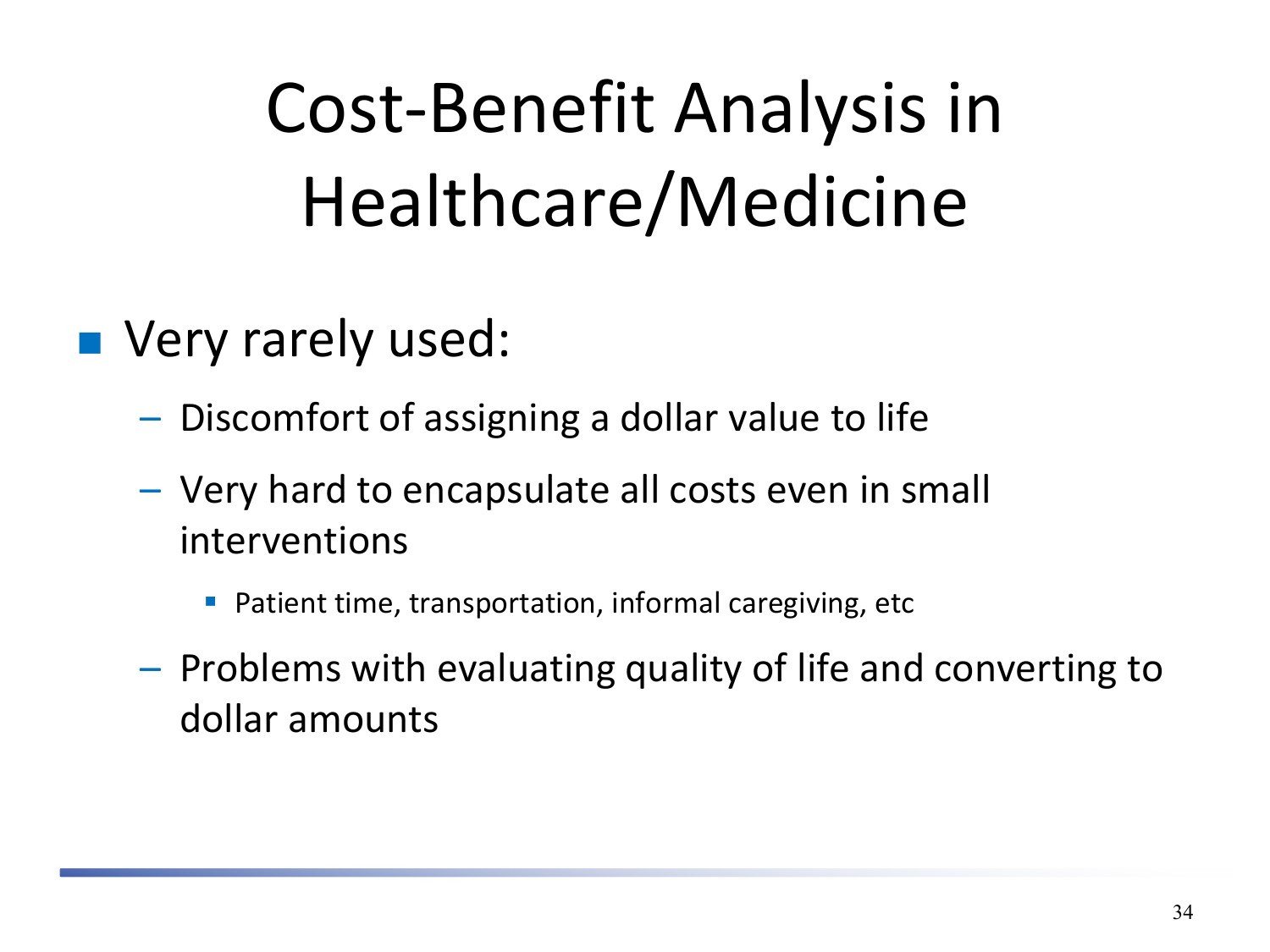# Cost-Benefit Analysis in Healthcare/Medicine

- Very rarely used:
  - Discomfort of assigning a dollar value to life
  - Very hard to encapsulate all costs even in small interventions
    - Patient time, transportation, informal caregiving, etc
  - Problems with evaluating quality of life and converting to dollar amounts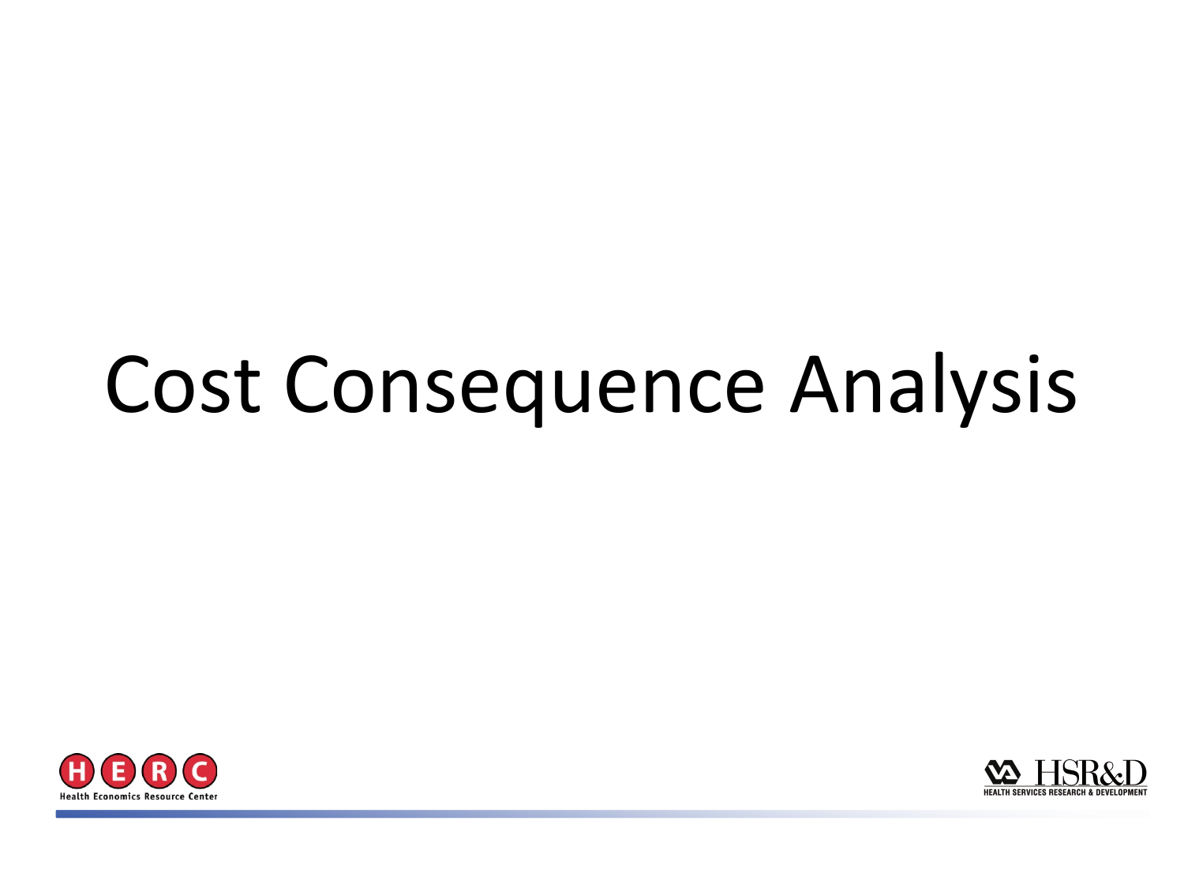# Cost Consequence Analysis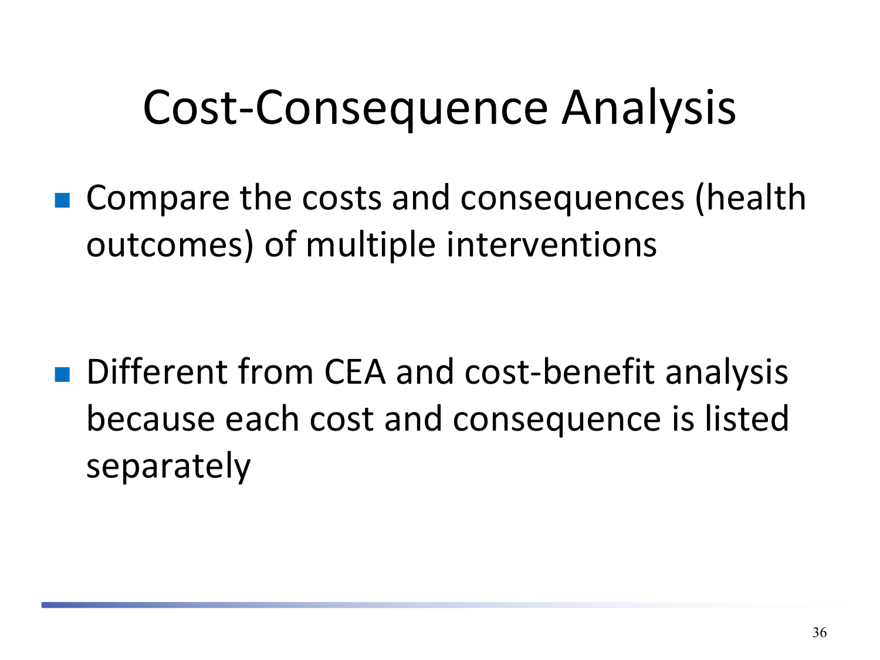# Cost-Consequence Analysis

- Compare the costs and consequences (health outcomes) of multiple interventions
- Different from CEA and cost-benefit analysis because each cost and consequence is listed separately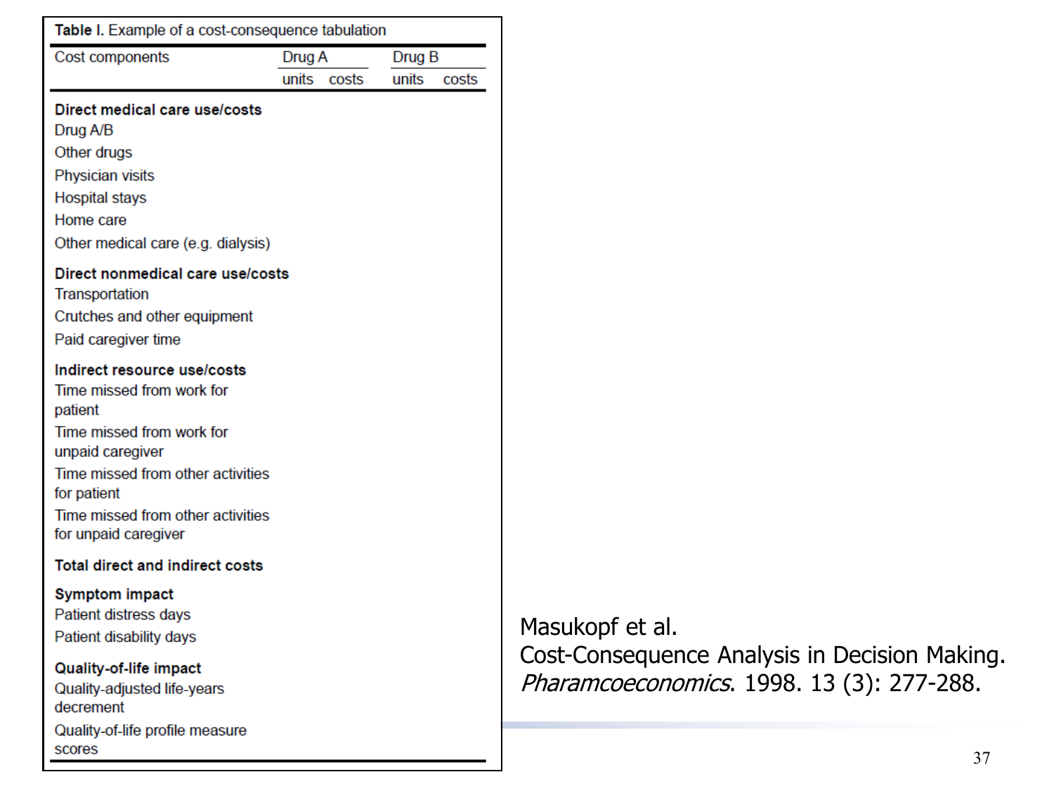**Table I.** Example of a cost-consequence tabulation

| Cost components | Drug A | | Drug B | |
|---|---|---|---|---|
| | units | costs | units | costs |
| **Direct medical care use/costs** | | | | |
| Drug A/B | | | | |
| Other drugs | | | | |
| Physician visits | | | | |
| Hospital stays | | | | |
| Home care | | | | |
| Other medical care (e.g. dialysis) | | | | |
| **Direct nonmedical care use/costs** | | | | |
| Transportation | | | | |
| Crutches and other equipment | | | | |
| Paid caregiver time | | | | |
| **Indirect resource use/costs** | | | | |
| Time missed from work for patient | | | | |
| Time missed from work for unpaid caregiver | | | | |
| Time missed from other activities for patient | | | | |
| Time missed from other activities for unpaid caregiver | | | | |
| **Total direct and indirect costs** | | | | |
| **Symptom impact** | | | | |
| Patient distress days | | | | |
| Patient disability days | | | | |
| **Quality-of-life impact** | | | | |
| Quality-adjusted life-years decrement | | | | |
| Quality-of-life profile measure scores | | | | |

Masukopf et al.
Cost-Consequence Analysis in Decision Making.
*Pharamcoeconomics*. 1998. 13 (3): 277-288.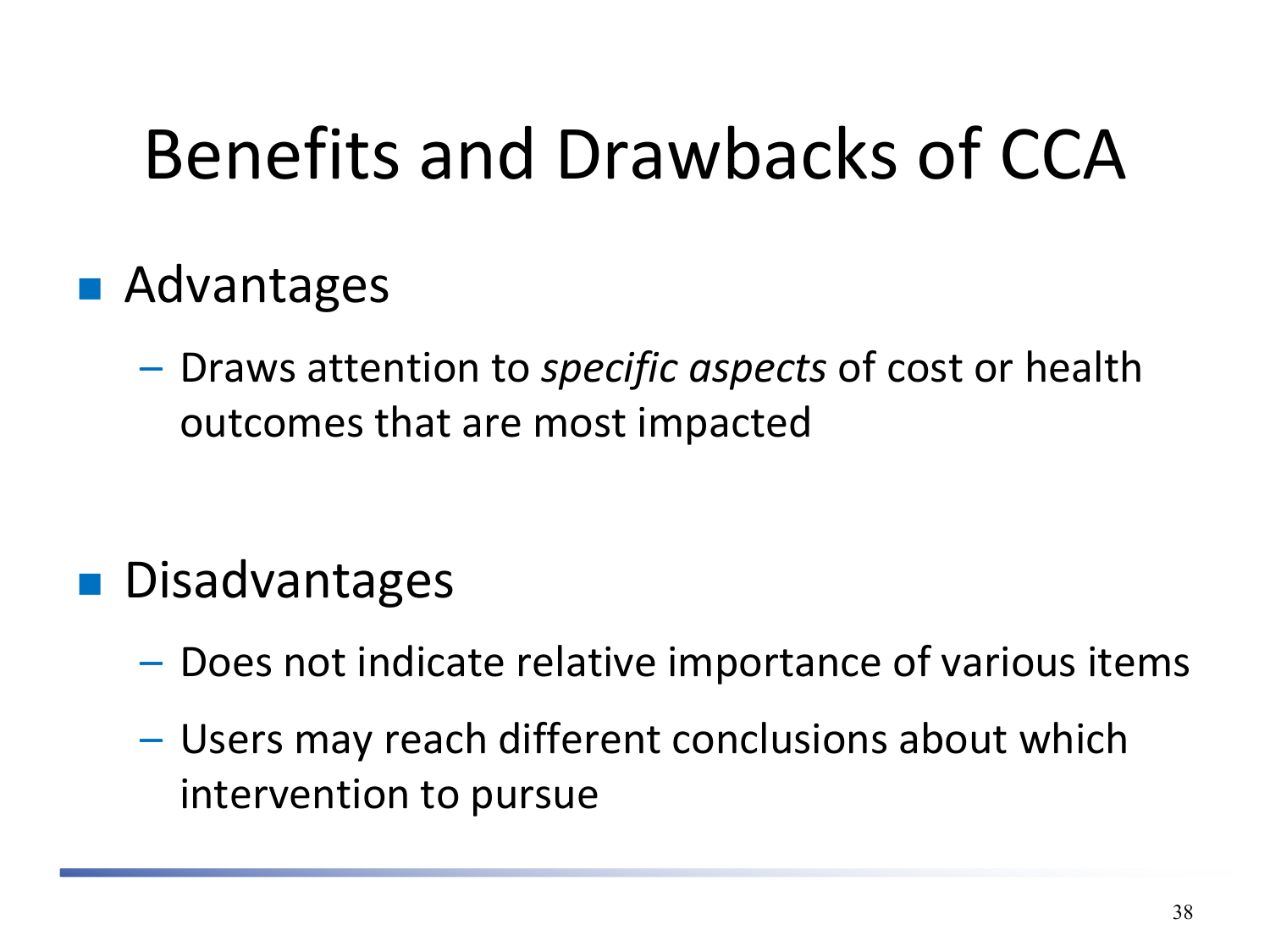# Benefits and Drawbacks of CCA

- Advantages
  - Draws attention to *specific aspects* of cost or health outcomes that are most impacted
- Disadvantages
  - Does not indicate relative importance of various items
  - Users may reach different conclusions about which intervention to pursue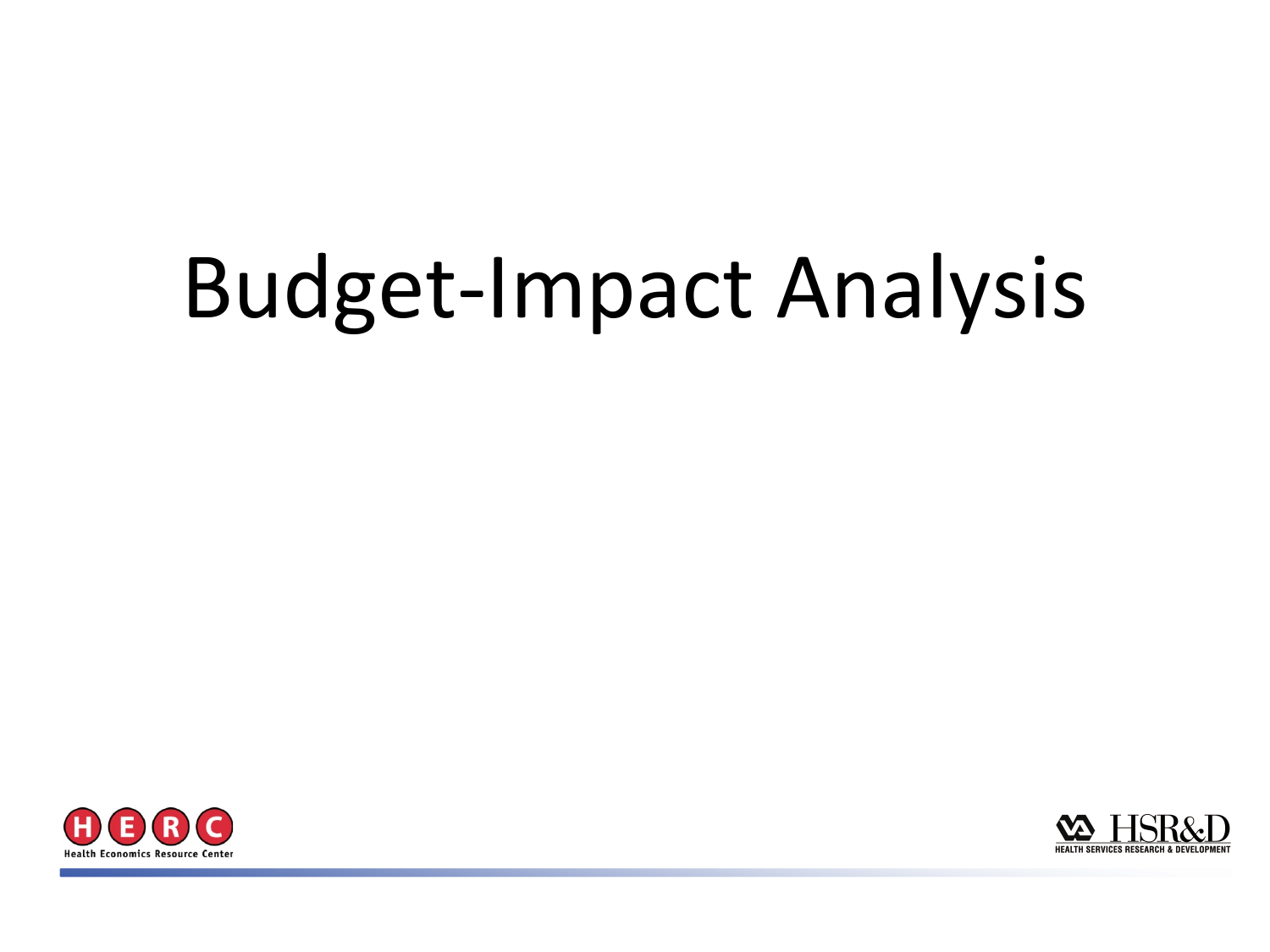# Budget-Impact Analysis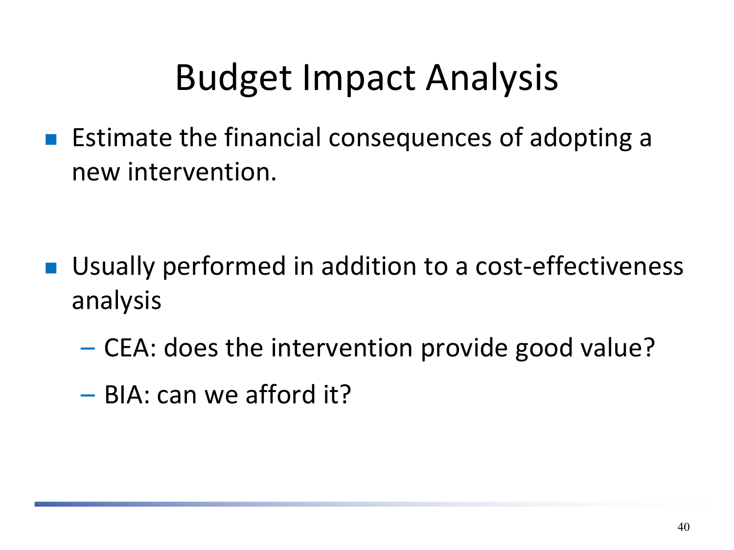# Budget Impact Analysis

- Estimate the financial consequences of adopting a new intervention.

- Usually performed in addition to a cost-effectiveness analysis
  - CEA: does the intervention provide good value?
  - BIA: can we afford it?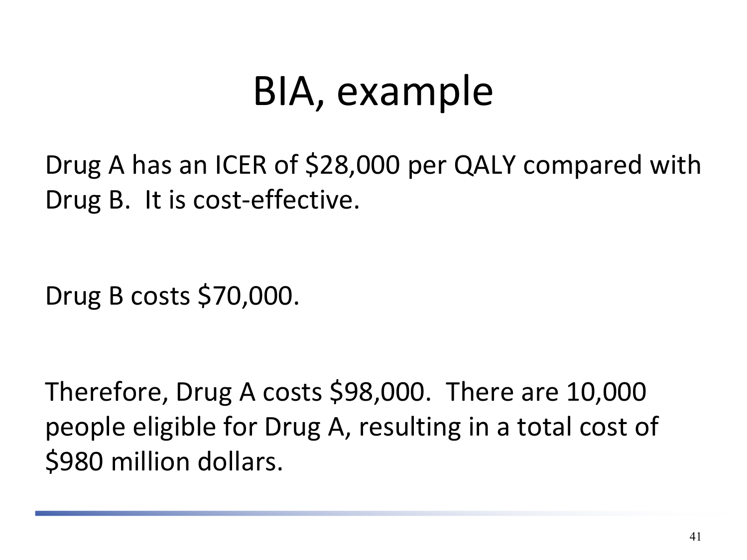# BIA, example

Drug A has an ICER of $28,000 per QALY compared with Drug B. It is cost-effective.

Drug B costs $70,000.

Therefore, Drug A costs $98,000. There are 10,000 people eligible for Drug A, resulting in a total cost of $980 million dollars.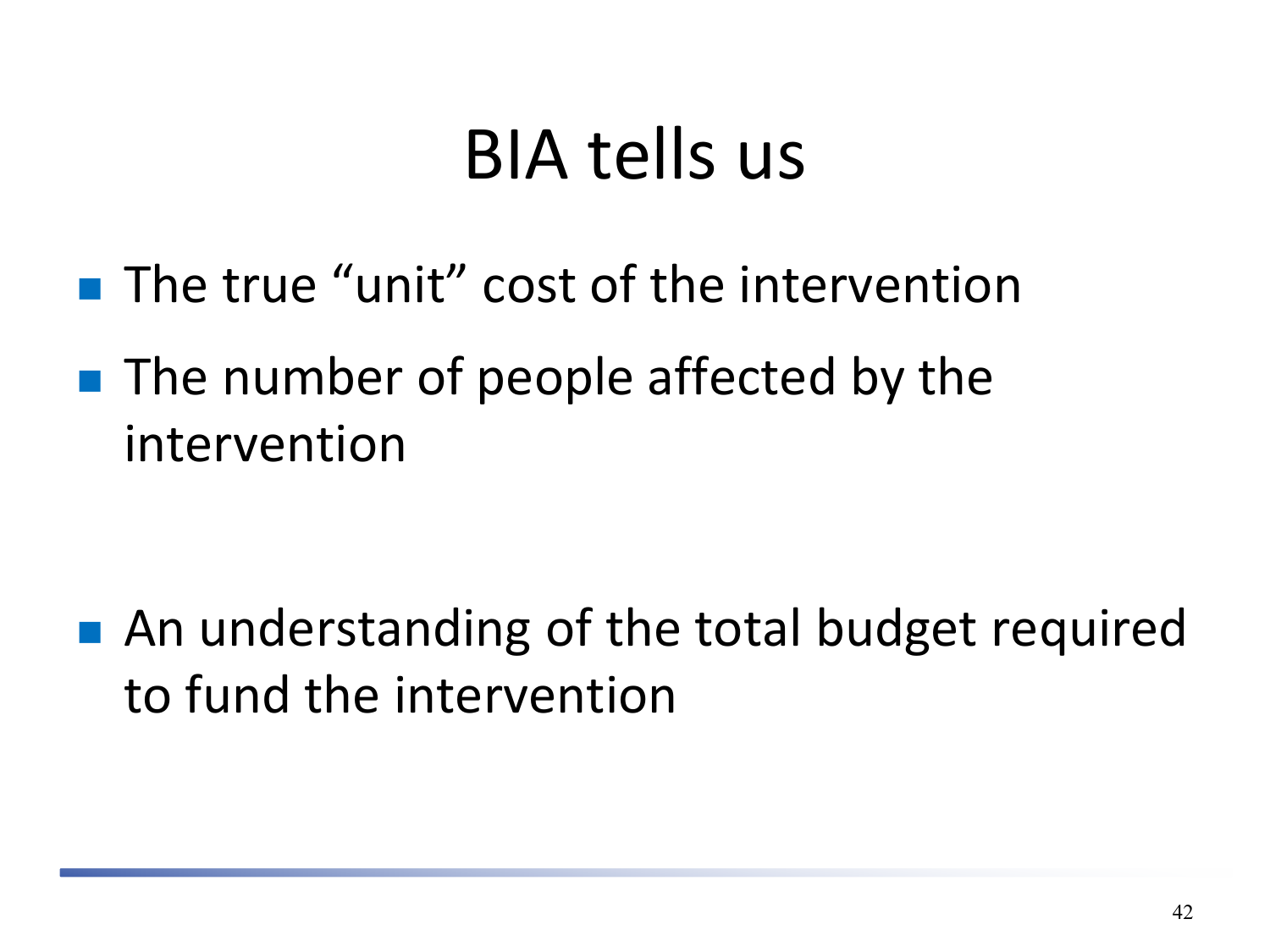# BIA tells us

- The true “unit” cost of the intervention
- The number of people affected by the intervention

- An understanding of the total budget required to fund the intervention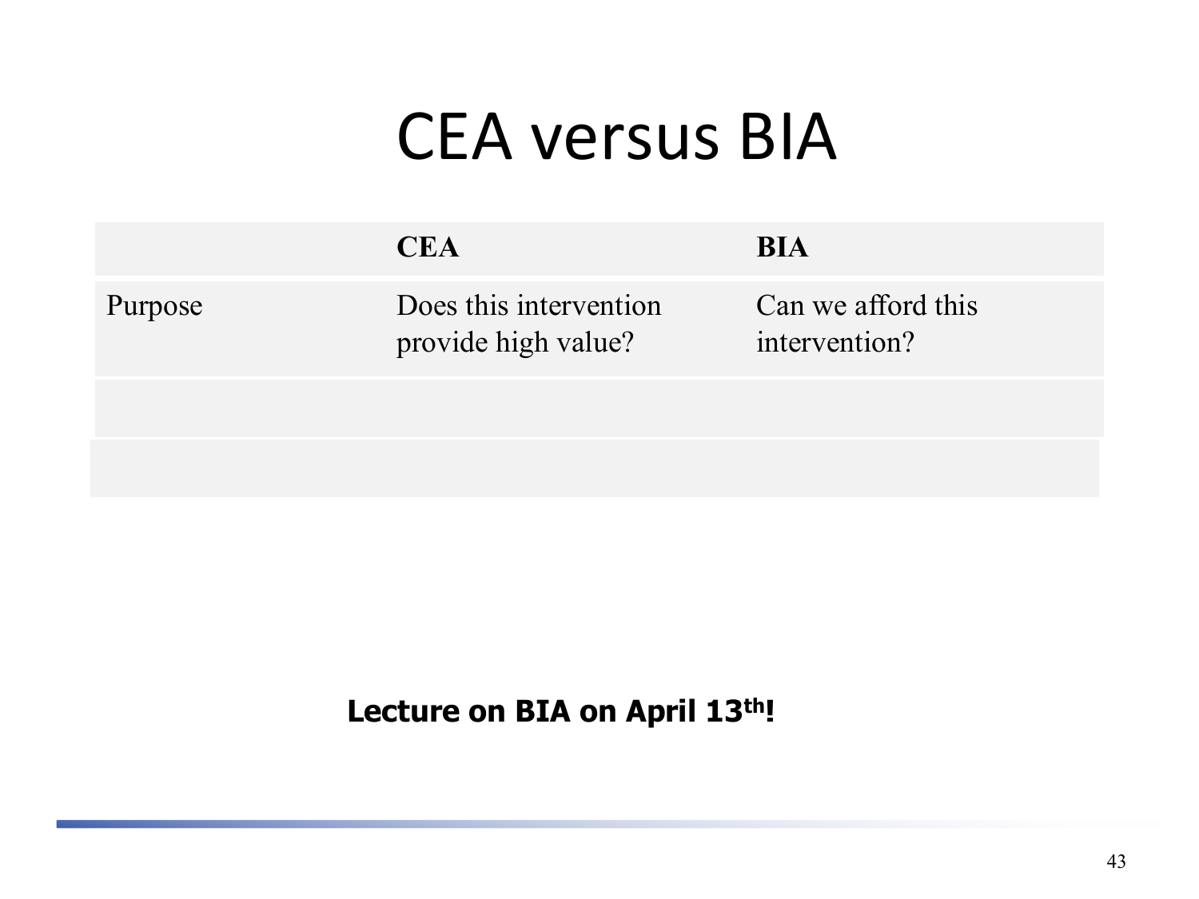# CEA versus BIA

| | CEA | BIA |
|---|---|---|
| Purpose | Does this intervention provide high value? | Can we afford this intervention? |
| | | |
| | | |

**Lecture on BIA on April 13th!**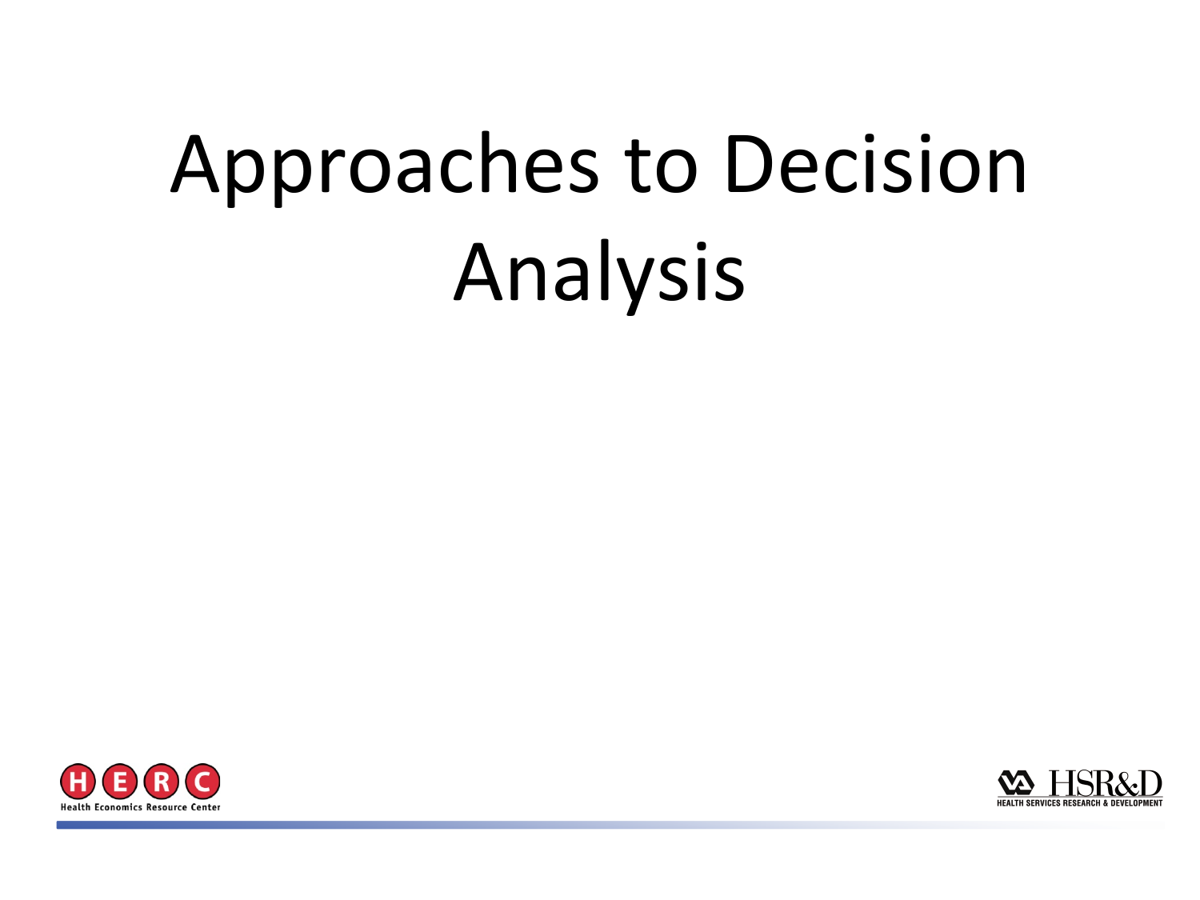# Approaches to Decision Analysis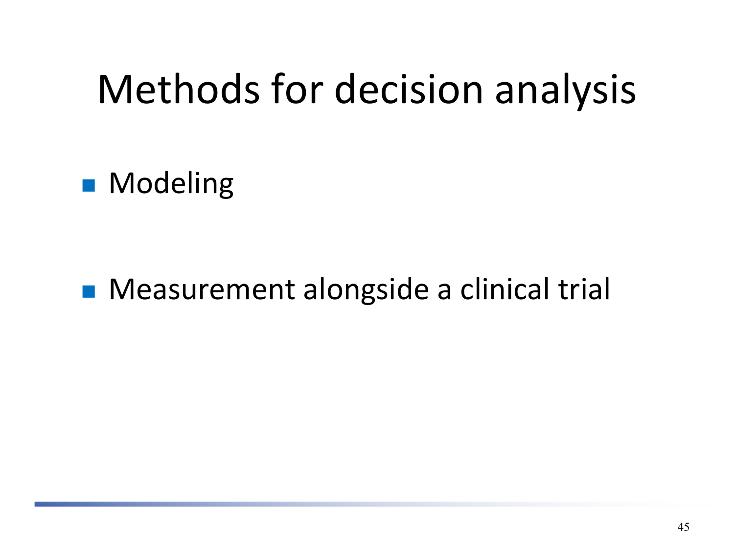# Methods for decision analysis

- Modeling

- Measurement alongside a clinical trial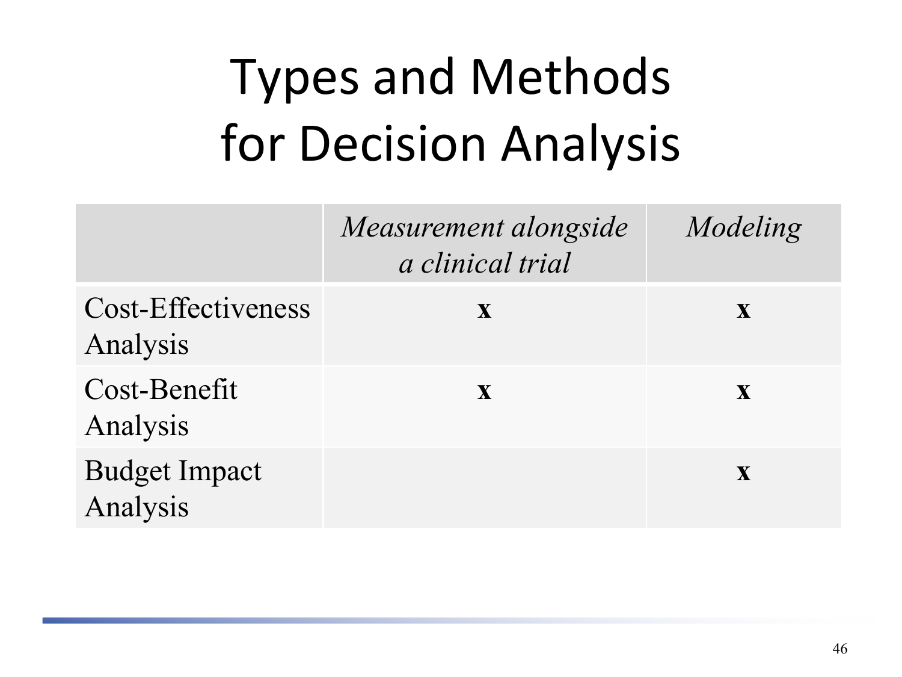# Types and Methods for Decision Analysis

| | *Measurement alongside a clinical trial* | *Modeling* |
|---|---|---|
| Cost-Effectiveness Analysis | **x** | **x** |
| Cost-Benefit Analysis | **x** | **x** |
| Budget Impact Analysis | | **x** |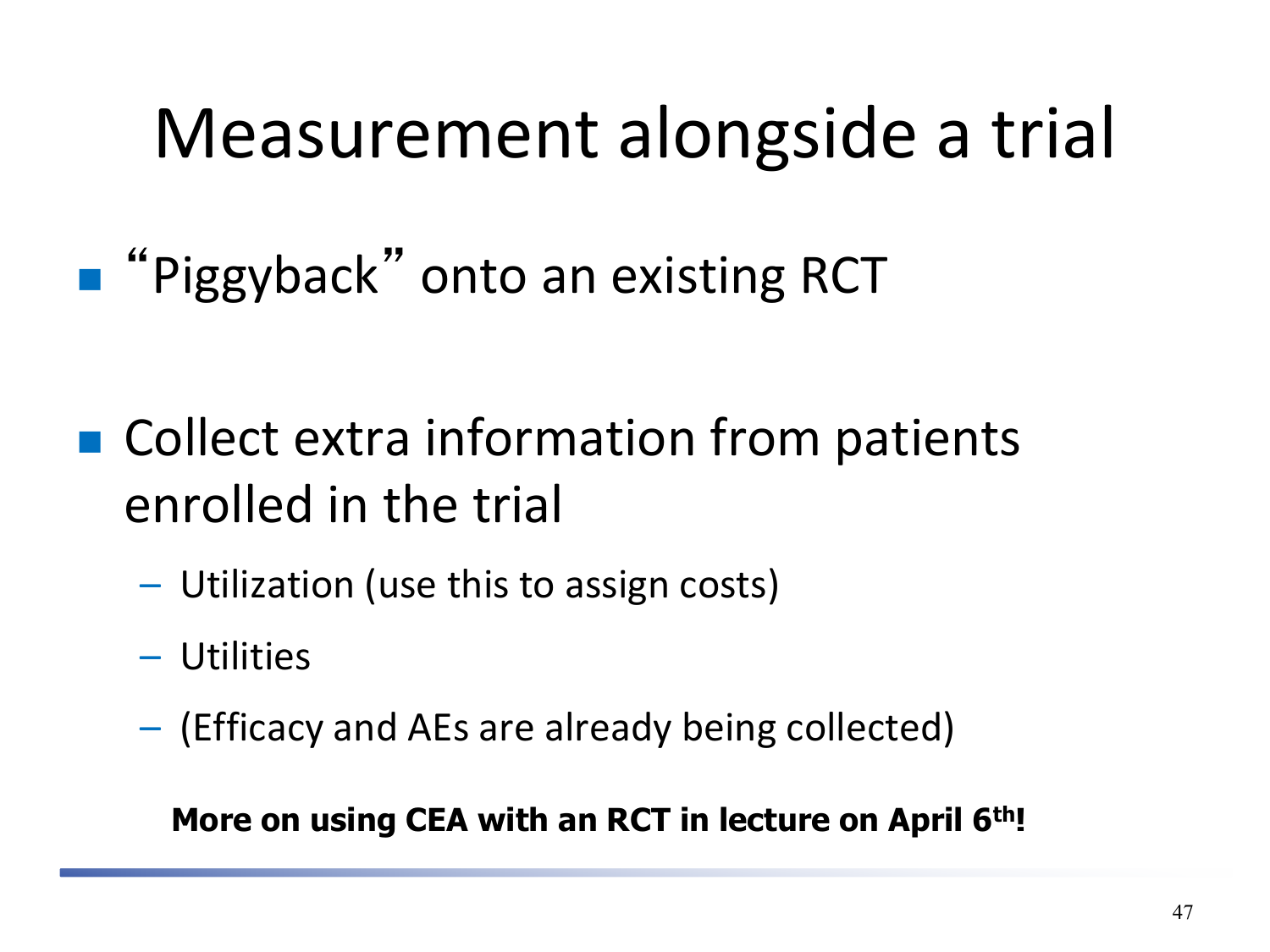# Measurement alongside a trial

- "Piggyback" onto an existing RCT
- Collect extra information from patients enrolled in the trial
  - Utilization (use this to assign costs)
  - Utilities
  - (Efficacy and AEs are already being collected)

**More on using CEA with an RCT in lecture on April 6th!**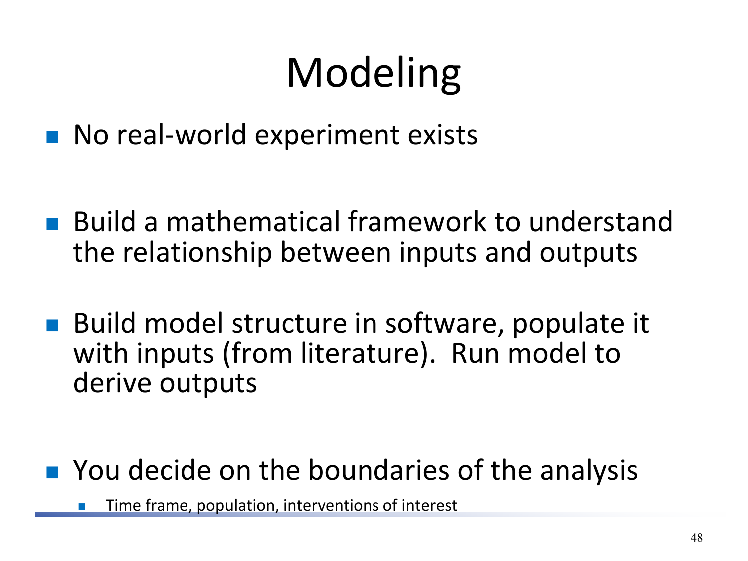# Modeling

- No real-world experiment exists
- Build a mathematical framework to understand the relationship between inputs and outputs
- Build model structure in software, populate it with inputs (from literature). Run model to derive outputs
- You decide on the boundaries of the analysis
  - Time frame, population, interventions of interest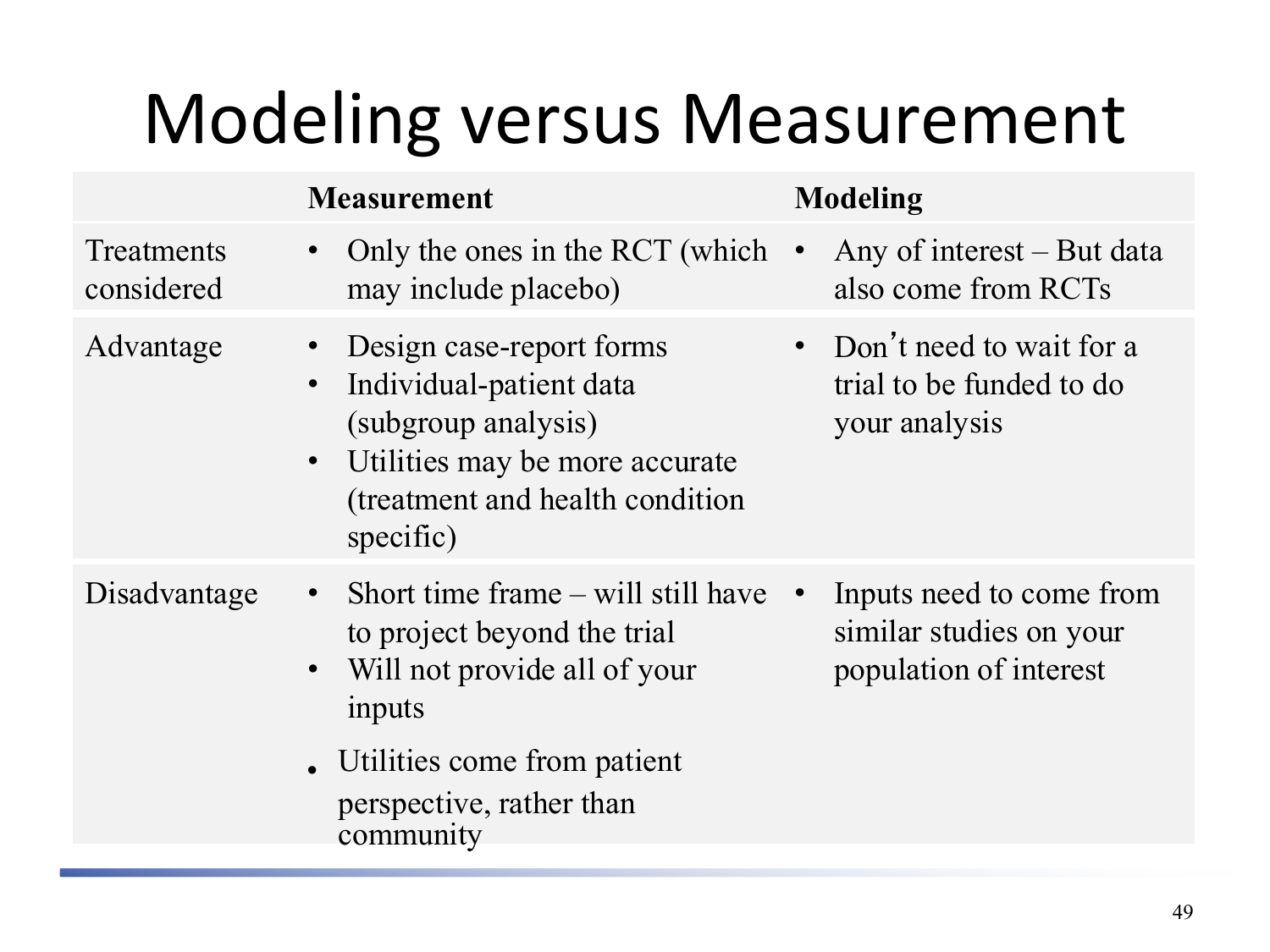# Modeling versus Measurement

| | Measurement | Modeling |
|---|---|---|
| Treatments considered | • Only the ones in the RCT (which may include placebo) | • Any of interest – But data also come from RCTs |
| Advantage | • Design case-report forms<br>• Individual-patient data (subgroup analysis)<br>• Utilities may be more accurate (treatment and health condition specific) | • Don't need to wait for a trial to be funded to do your analysis |
| Disadvantage | • Short time frame – will still have to project beyond the trial<br>• Will not provide all of your inputs<br>• Utilities come from patient perspective, rather than community | • Inputs need to come from similar studies on your population of interest |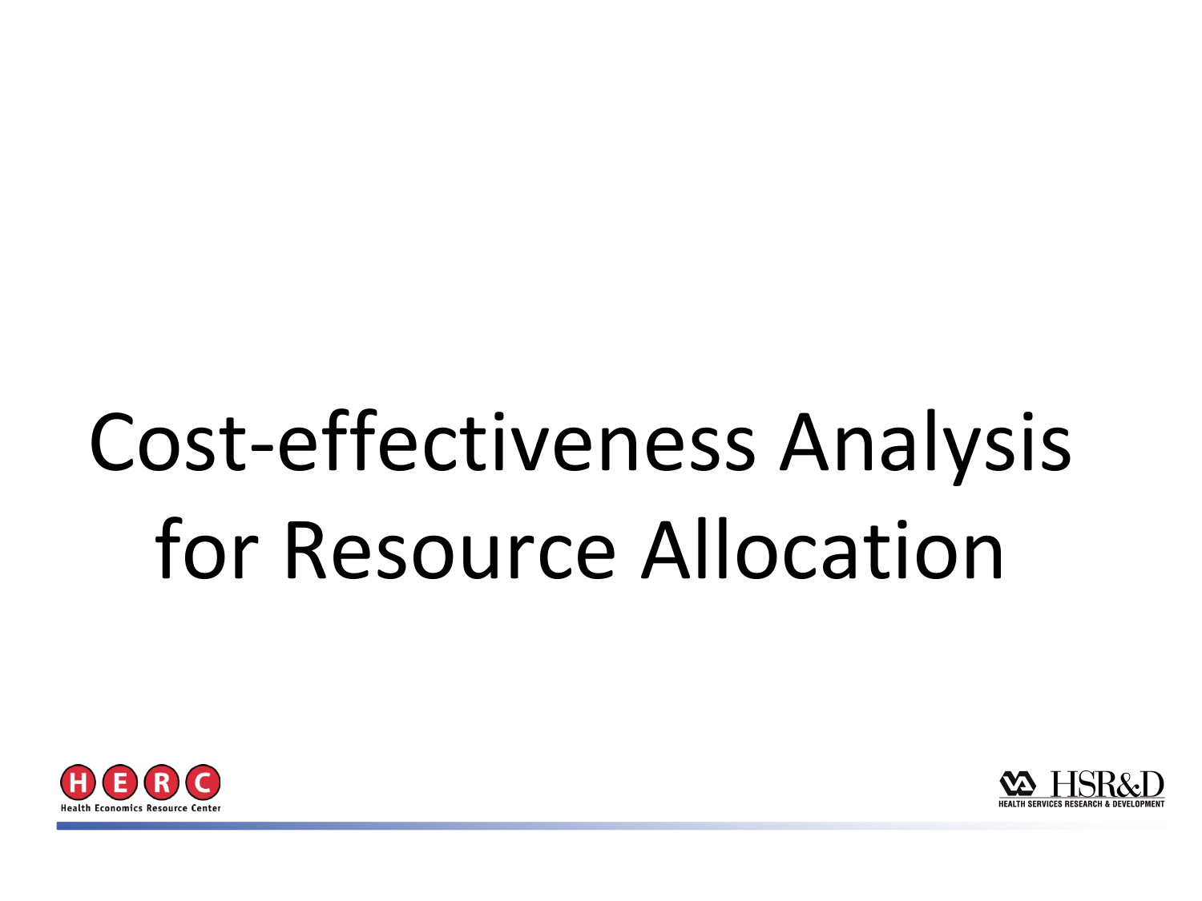# Cost-effectiveness Analysis for Resource Allocation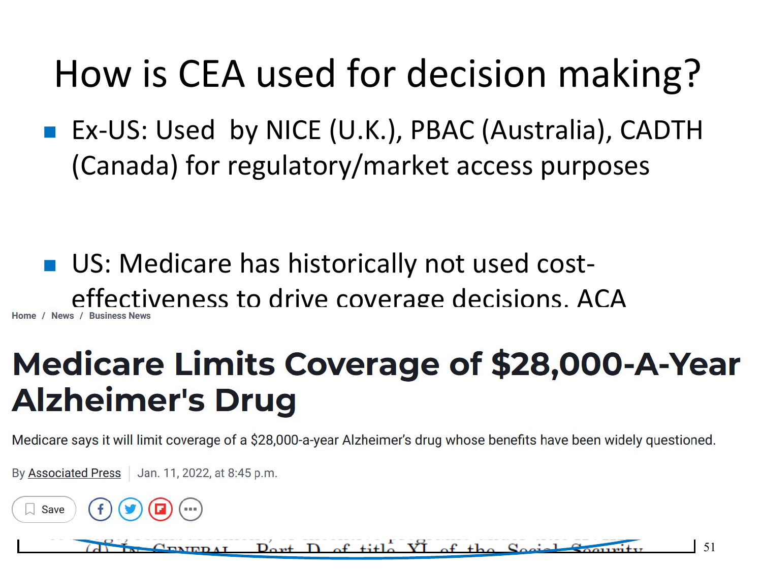# How is CEA used for decision making?

- Ex-US: Used by NICE (U.K.), PBAC (Australia), CADTH (Canada) for regulatory/market access purposes

- US: Medicare has historically not used cost-effectiveness to drive coverage decisions. ACA

Home / News / Business News

## Medicare Limits Coverage of $28,000-A-Year Alzheimer's Drug

Medicare says it will limit coverage of a $28,000-a-year Alzheimer's drug whose benefits have been widely questioned.

By Associated Press | Jan. 11, 2022, at 8:45 p.m.

Save

(d) IN GENERAL.—Part D of title XI of the Social Security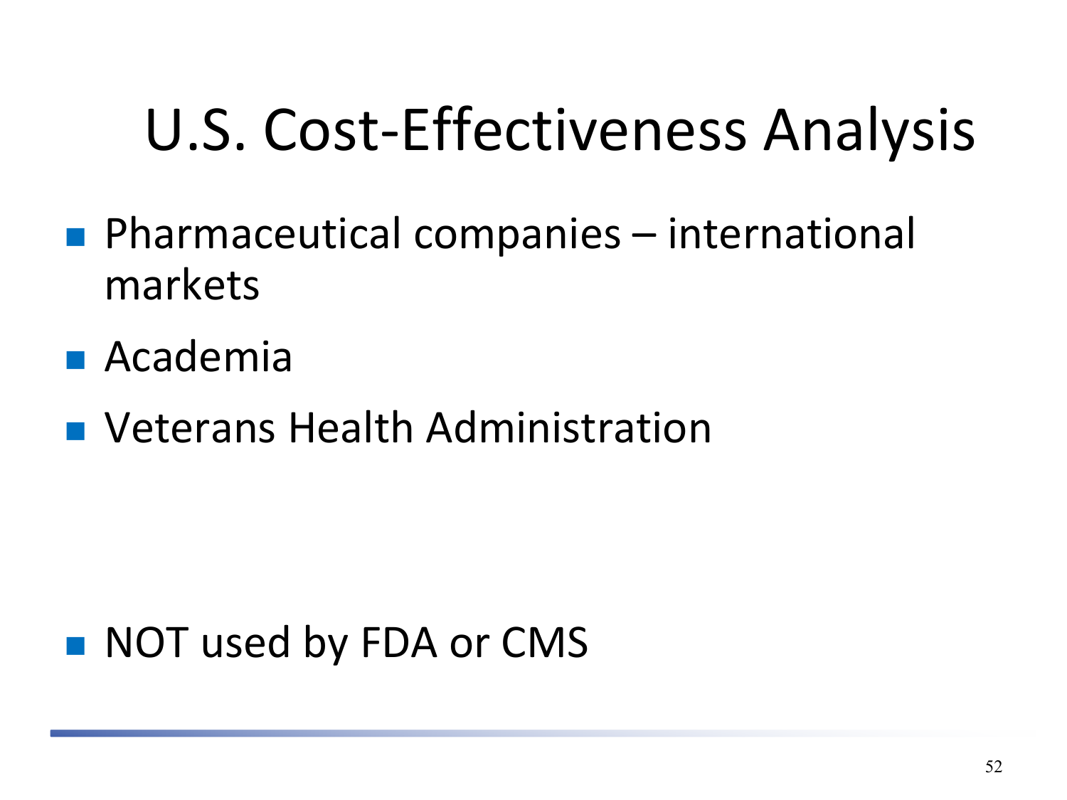# U.S. Cost-Effectiveness Analysis

- Pharmaceutical companies – international markets
- Academia
- Veterans Health Administration

- NOT used by FDA or CMS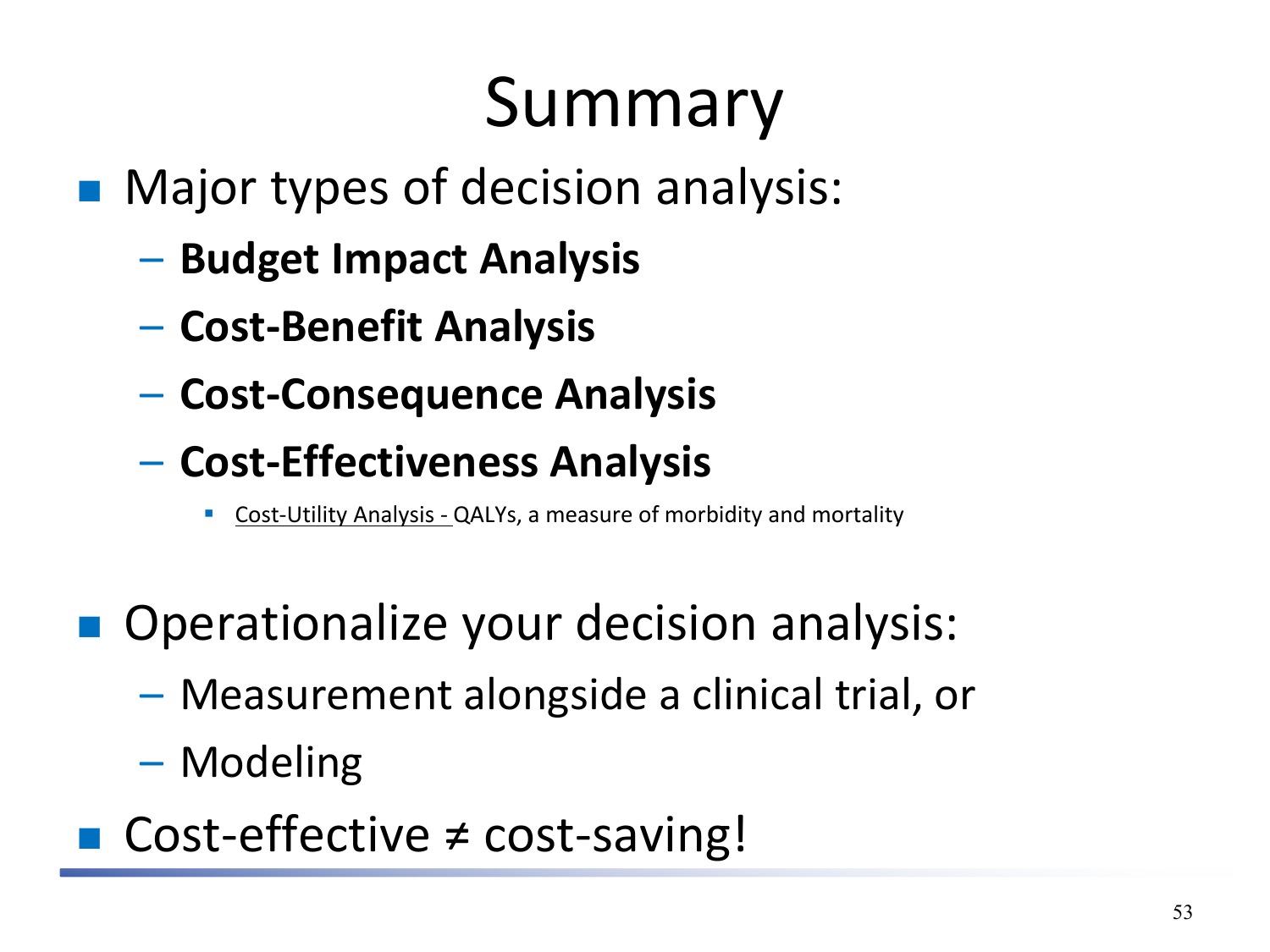# Summary

- Major types of decision analysis:
  - **Budget Impact Analysis**
  - **Cost-Benefit Analysis**
  - **Cost-Consequence Analysis**
  - **Cost-Effectiveness Analysis**
    - <u>Cost-Utility Analysis - </u>QALYs, a measure of morbidity and mortality

- Operationalize your decision analysis:
  - Measurement alongside a clinical trial, or
  - Modeling
- Cost-effective ≠ cost-saving!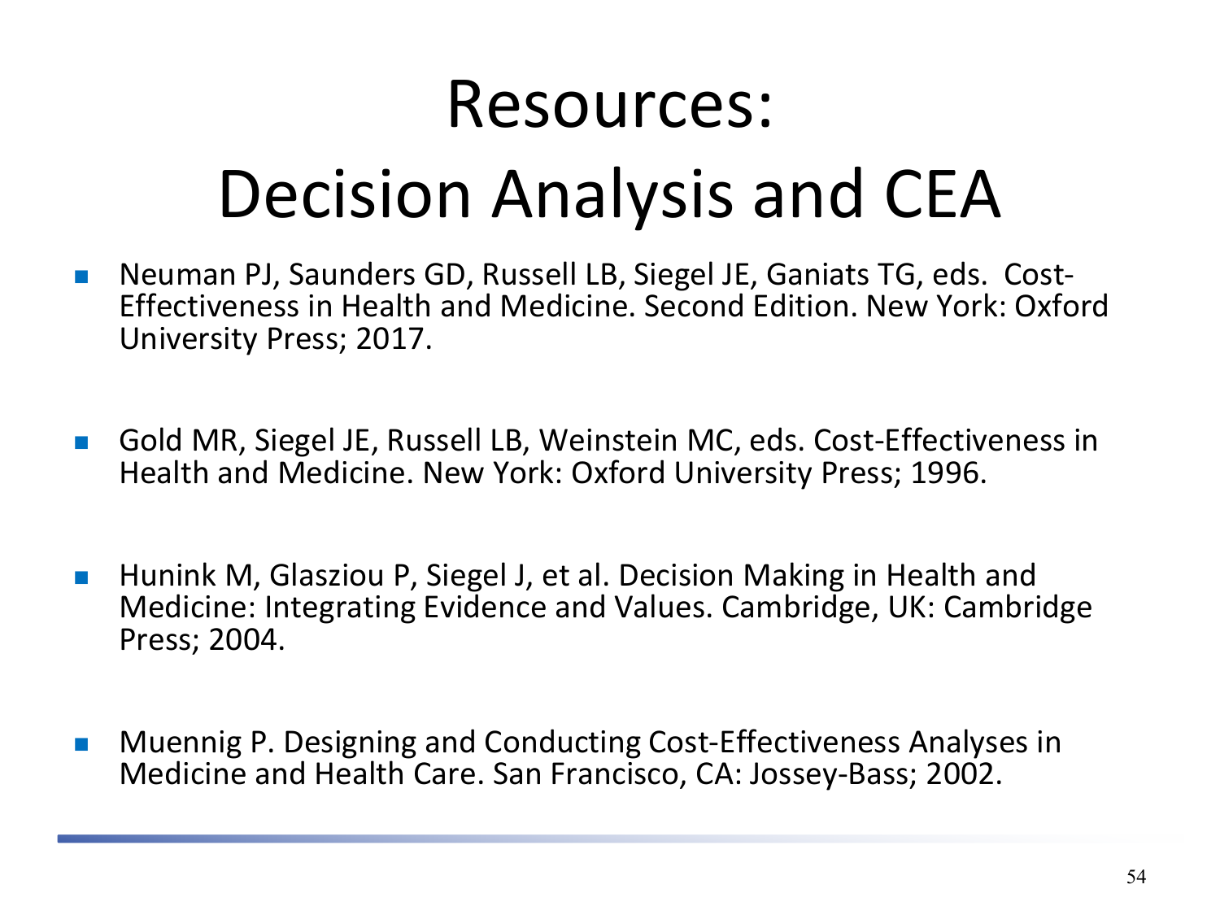# Resources:
# Decision Analysis and CEA

- Neuman PJ, Saunders GD, Russell LB, Siegel JE, Ganiats TG, eds. Cost-Effectiveness in Health and Medicine. Second Edition. New York: Oxford University Press; 2017.

- Gold MR, Siegel JE, Russell LB, Weinstein MC, eds. Cost-Effectiveness in Health and Medicine. New York: Oxford University Press; 1996.

- Hunink M, Glasziou P, Siegel J, et al. Decision Making in Health and Medicine: Integrating Evidence and Values. Cambridge, UK: Cambridge Press; 2004.

- Muennig P. Designing and Conducting Cost-Effectiveness Analyses in Medicine and Health Care. San Francisco, CA: Jossey-Bass; 2002.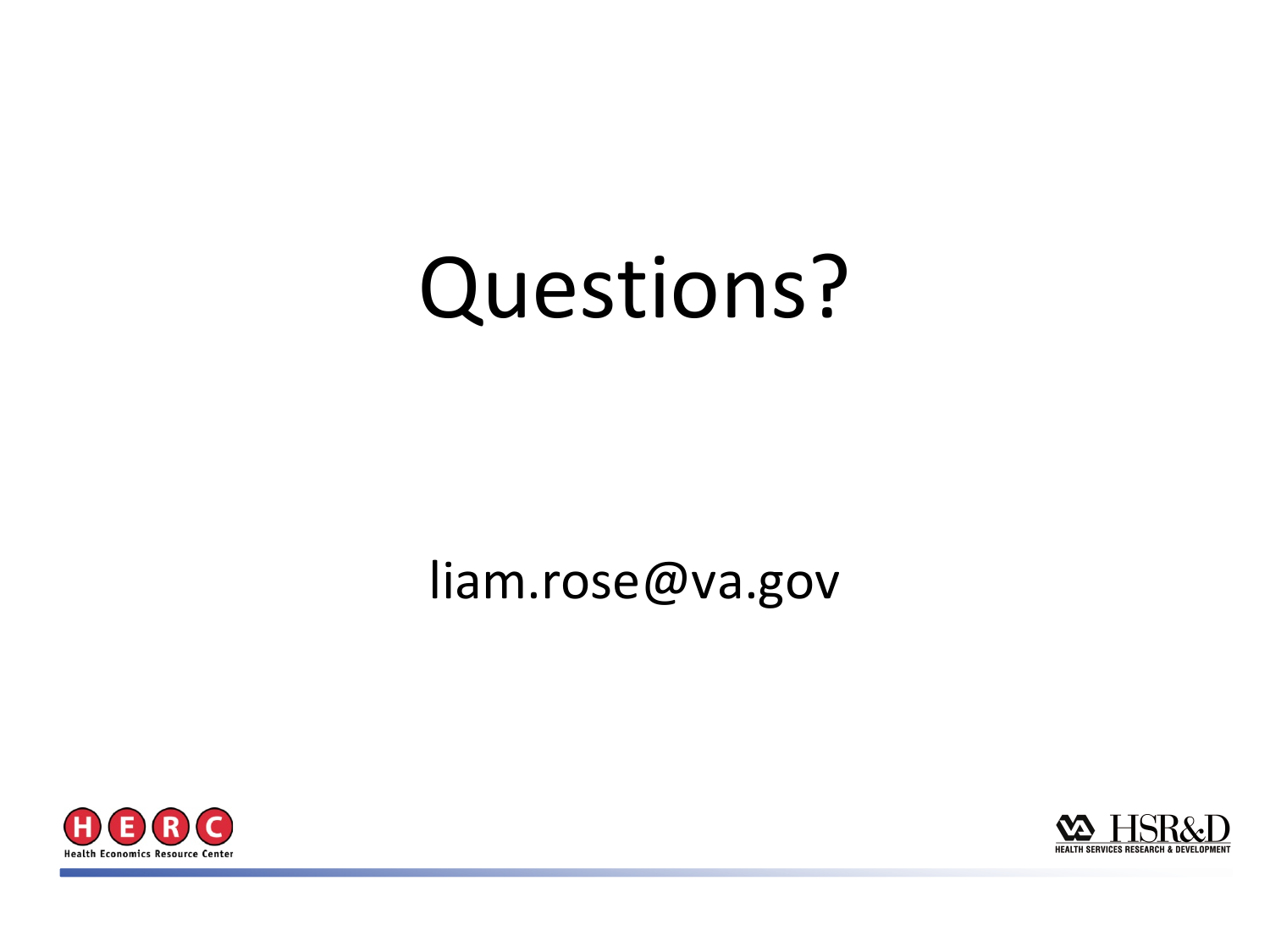# Questions?

liam.rose@va.gov